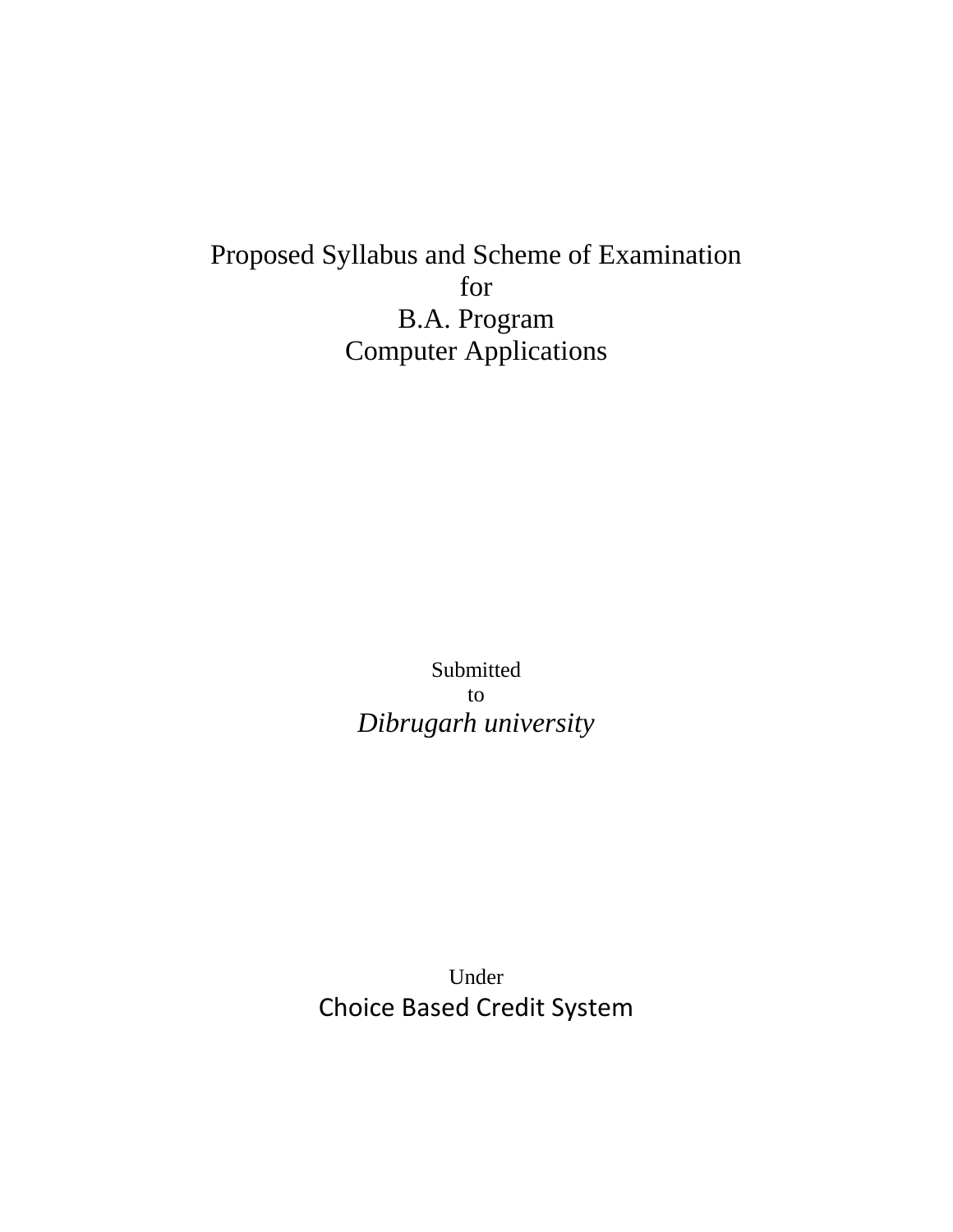# Proposed Syllabus and Scheme of Examination
# for
# B.A. Program
# Computer Applications

Submitted

to

*Dibrugarh university*

Under

Choice Based Credit System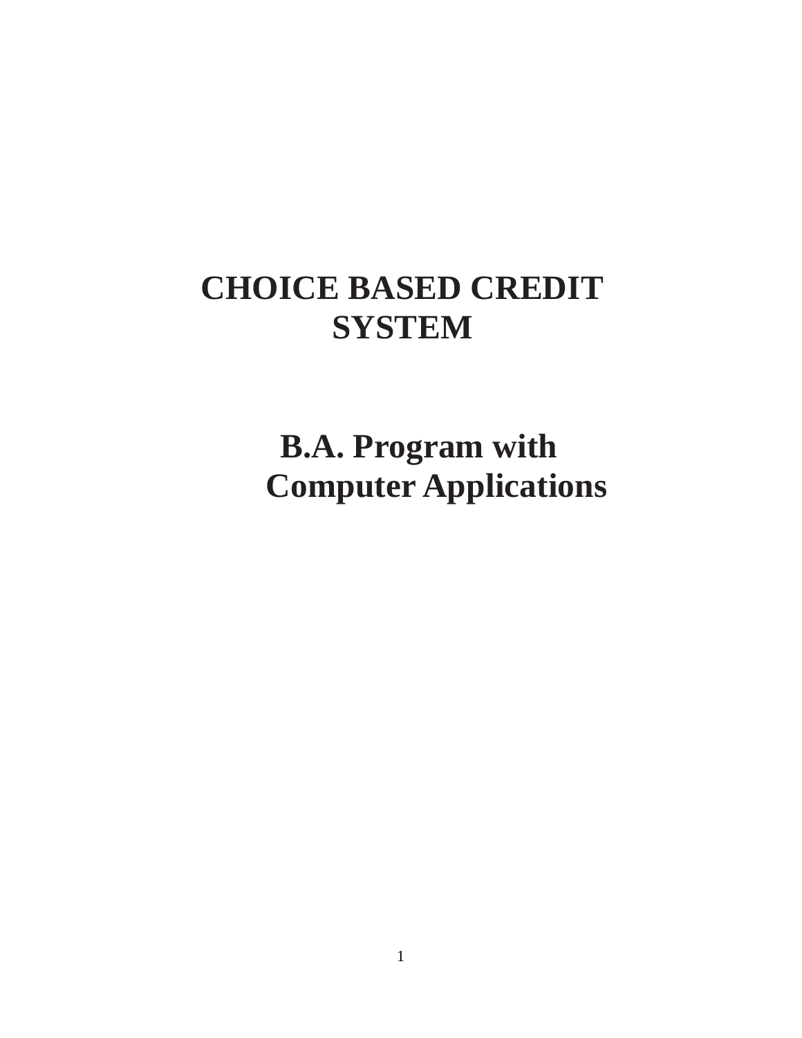# CHOICE BASED CREDIT SYSTEM

## B.A. Program with Computer Applications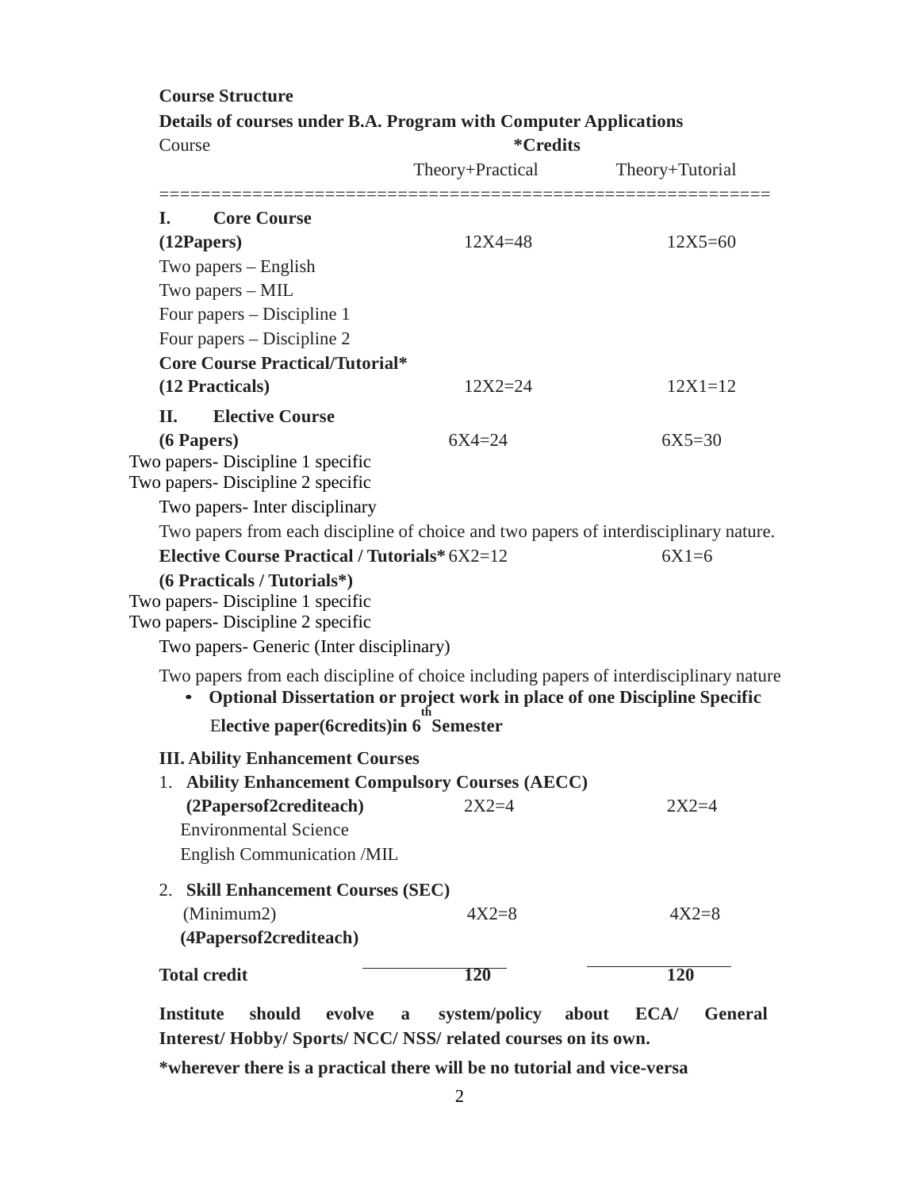**Course Structure**

**Details of courses under B.A. Program with Computer Applications**

| Course | *Credits | |
|---|---|---|
| | Theory+Practical | Theory+Tutorial |
| **I. Core Course** | | |
| **(12Papers)** | 12X4=48 | 12X5=60 |
| Two papers – English | | |
| Two papers – MIL | | |
| Four papers – Discipline 1 | | |
| Four papers – Discipline 2 | | |
| **Core Course Practical/Tutorial*** | | |
| **(12 Practicals)** | 12X2=24 | 12X1=12 |
| **II. Elective Course** | | |
| **(6 Papers)** | 6X4=24 | 6X5=30 |
| Two papers- Discipline 1 specific | | |
| Two papers- Discipline 2 specific | | |
| Two papers- Inter disciplinary | | |
| Two papers from each discipline of choice and two papers of interdisciplinary nature. | | |
| **Elective Course Practical / Tutorials*** | 6X2=12 | 6X1=6 |
| **(6 Practicals / Tutorials*)** | | |
| Two papers- Discipline 1 specific | | |
| Two papers- Discipline 2 specific | | |
| Two papers- Generic (Inter disciplinary) | | |
| Two papers from each discipline of choice including papers of interdisciplinary nature | | |
| • **Optional Dissertation or project work in place of one Discipline Specific Elective paper(6credits)in 6th Semester** | | |
| **III. Ability Enhancement Courses** | | |
| 1. **Ability Enhancement Compulsory Courses (AECC)** | | |
| **(2Papersof2crediteach)** | 2X2=4 | 2X2=4 |
| Environmental Science | | |
| English Communication /MIL | | |
| 2. **Skill Enhancement Courses (SEC)** | | |
| (Minimum2) | 4X2=8 | 4X2=8 |
| **(4Papersof2crediteach)** | | |
| **Total credit** | **120** | **120** |

**Institute should evolve a system/policy about ECA/ General Interest/ Hobby/ Sports/ NCC/ NSS/ related courses on its own.**

***wherever there is a practical there will be no tutorial and vice-versa**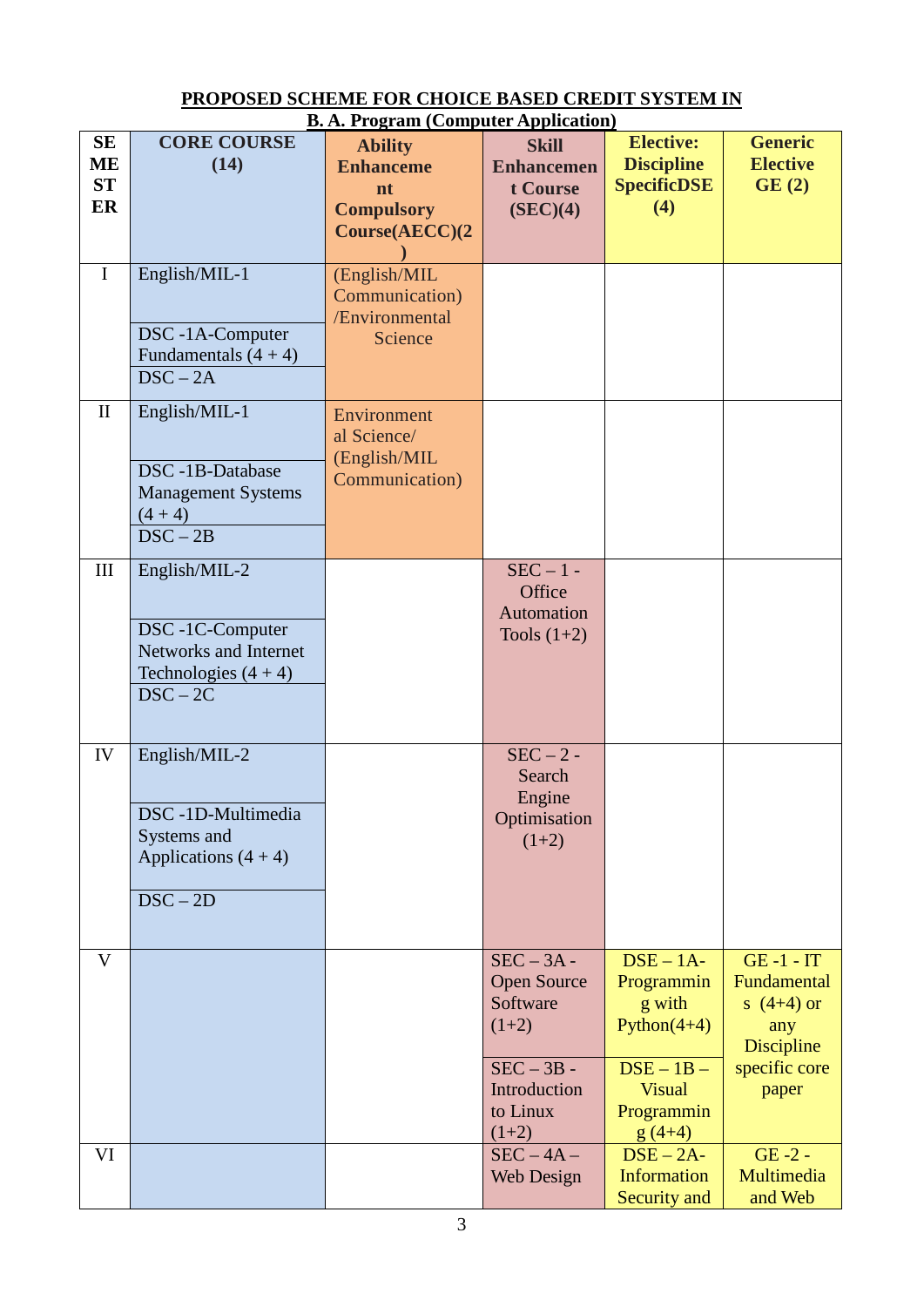**PROPOSED SCHEME FOR CHOICE BASED CREDIT SYSTEM IN B. A. Program (Computer Application)**

| SEMESTER | CORE COURSE (14) | Ability Enhancement Compulsory Course(AECC)(2) | Skill Enhancement Course (SEC)(4) | Elective: Discipline SpecificDSE (4) | Generic Elective GE (2) |
|---|---|---|---|---|---|
| I | English/MIL-1<br>DSC -1A-Computer Fundamentals (4 + 4)<br>DSC – 2A | (English/MIL Communication) /Environmental Science | | | |
| II | English/MIL-1<br>DSC -1B-Database Management Systems (4 + 4)<br>DSC – 2B | Environmental Science/ (English/MIL Communication) | | | |
| III | English/MIL-2<br>DSC -1C-Computer Networks and Internet Technologies (4 + 4)<br>DSC – 2C | | SEC – 1 - Office Automation Tools (1+2) | | |
| IV | English/MIL-2<br>DSC -1D-Multimedia Systems and Applications (4 + 4)<br>DSC – 2D | | SEC – 2 - Search Engine Optimisation (1+2) | | |
| V | | | SEC – 3A - Open Source Software (1+2)<br>SEC – 3B - Introduction to Linux (1+2) | DSE – 1A- Programming with Python(4+4)<br>DSE – 1B – Visual Programming (4+4) | GE -1 - IT Fundamentals (4+4) or any Discipline specific core paper |
| VI | | | SEC – 4A – Web Design | DSE – 2A- Information Security and | GE -2 - Multimedia and Web |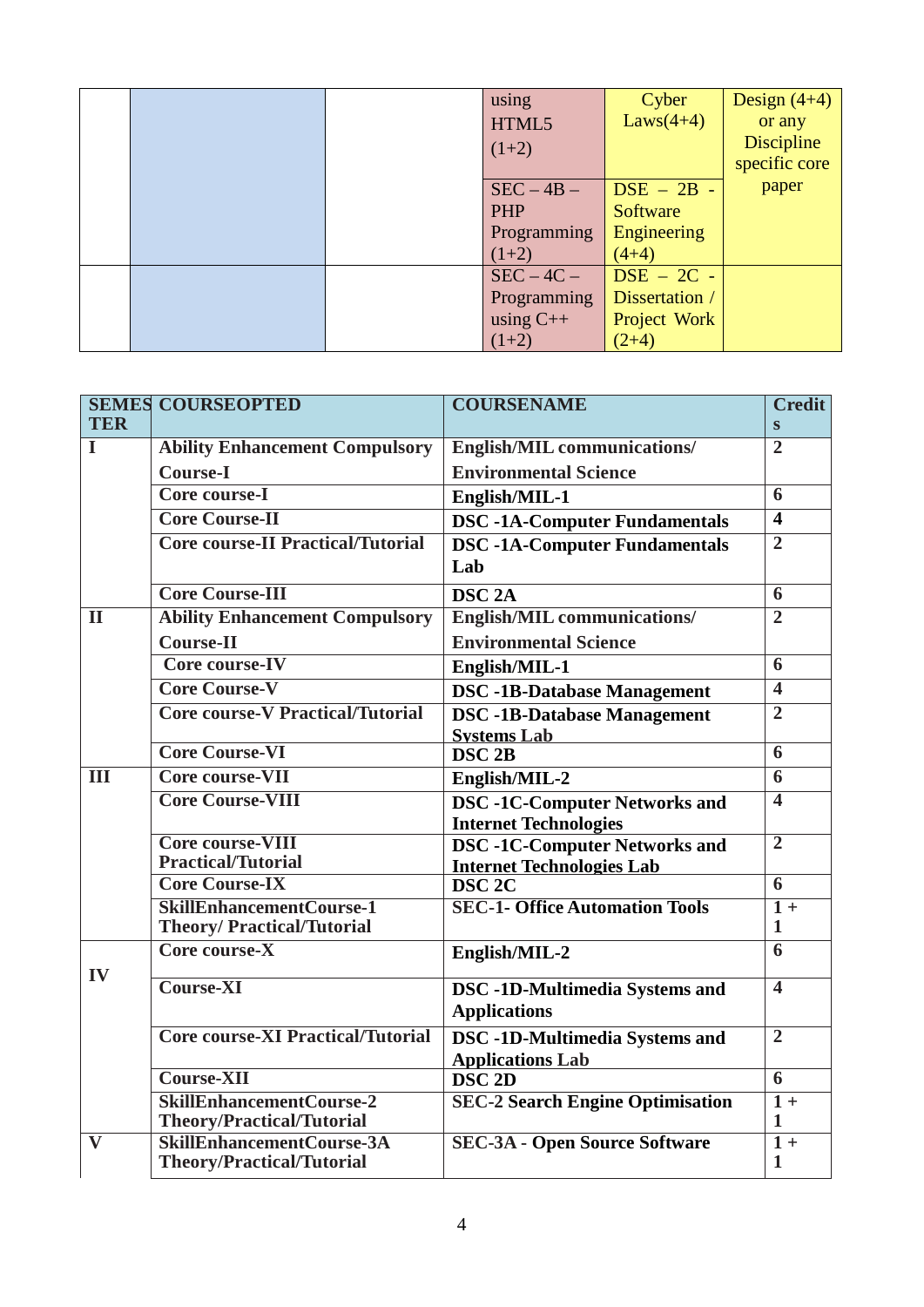| | | | | | |
|---|---|---|---|---|---|
| | | | using HTML5 (1+2) | Cyber Laws(4+4) | Design (4+4) or any Discipline specific core paper |
| | | | SEC – 4B – PHP Programming (1+2) | DSE – 2B - Software Engineering (4+4) | |
| | | | SEC – 4C – Programming using C++ (1+2) | DSE – 2C - Dissertation / Project Work (2+4) | |

| SEMESTER | COURSEOPTED | COURSENAME | Credits |
|---|---|---|---|
| **I** | **Ability Enhancement Compulsory Course-I** | **English/MIL communications/ Environmental Science** | **2** |
| | **Core course-I** | **English/MIL-1** | **6** |
| | **Core Course-II** | **DSC -1A-Computer Fundamentals** | **4** |
| | **Core course-II Practical/Tutorial** | **DSC -1A-Computer Fundamentals Lab** | **2** |
| | **Core Course-III** | **DSC 2A** | **6** |
| **II** | **Ability Enhancement Compulsory Course-II** | **English/MIL communications/ Environmental Science** | **2** |
| | **Core course-IV** | **English/MIL-1** | **6** |
| | **Core Course-V** | **DSC -1B-Database Management** | **4** |
| | **Core course-V Practical/Tutorial** | **DSC -1B-Database Management Systems Lab** | **2** |
| | **Core Course-VI** | **DSC 2B** | **6** |
| **III** | **Core course-VII** | **English/MIL-2** | **6** |
| | **Core Course-VIII** | **DSC -1C-Computer Networks and Internet Technologies** | **4** |
| | **Core course-VIII Practical/Tutorial** | **DSC -1C-Computer Networks and Internet Technologies Lab** | **2** |
| | **Core Course-IX** | **DSC 2C** | **6** |
| | **SkillEnhancementCourse-1 Theory/ Practical/Tutorial** | **SEC-1- Office Automation Tools** | **1 + 1** |
| **IV** | **Core course-X** | **English/MIL-2** | **6** |
| | **Course-XI** | **DSC -1D-Multimedia Systems and Applications** | **4** |
| | **Core course-XI Practical/Tutorial** | **DSC -1D-Multimedia Systems and Applications Lab** | **2** |
| | **Course-XII** | **DSC 2D** | **6** |
| | **SkillEnhancementCourse-2 Theory/Practical/Tutorial** | **SEC-2 Search Engine Optimisation** | **1 + 1** |
| **V** | **SkillEnhancementCourse-3A Theory/Practical/Tutorial** | **SEC-3A - Open Source Software** | **1 + 1** |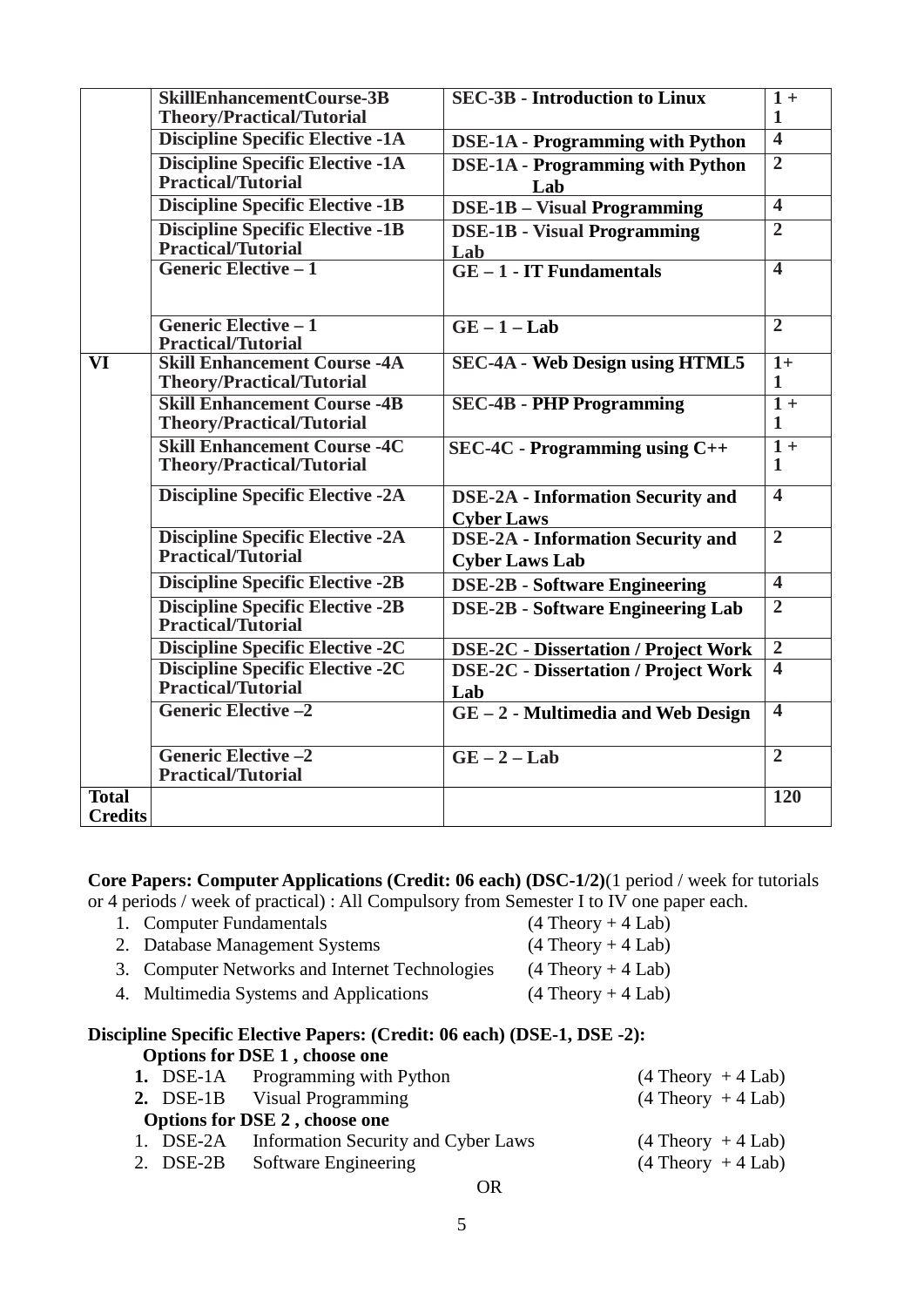|  |  |  |  |
|---|---|---|---|
|  | **SkillEnhancementCourse-3B Theory/Practical/Tutorial** | **SEC-3B - Introduction to Linux** | **1 + 1** |
|  | **Discipline Specific Elective -1A** | **DSE-1A - Programming with Python** | **4** |
|  | **Discipline Specific Elective -1A Practical/Tutorial** | **DSE-1A - Programming with Python Lab** | **2** |
|  | **Discipline Specific Elective -1B** | **DSE-1B – Visual Programming** | **4** |
|  | **Discipline Specific Elective -1B Practical/Tutorial** | **DSE-1B - Visual Programming Lab** | **2** |
|  | **Generic Elective – 1** | **GE – 1 - IT Fundamentals** | **4** |
|  | **Generic Elective – 1 Practical/Tutorial** | **GE – 1 – Lab** | **2** |
| **VI** | **Skill Enhancement Course -4A Theory/Practical/Tutorial** | **SEC-4A - Web Design using HTML5** | **1+ 1** |
|  | **Skill Enhancement Course -4B Theory/Practical/Tutorial** | **SEC-4B - PHP Programming** | **1 + 1** |
|  | **Skill Enhancement Course -4C Theory/Practical/Tutorial** | **SEC-4C - Programming using C++** | **1 + 1** |
|  | **Discipline Specific Elective -2A** | **DSE-2A - Information Security and Cyber Laws** | **4** |
|  | **Discipline Specific Elective -2A Practical/Tutorial** | **DSE-2A - Information Security and Cyber Laws Lab** | **2** |
|  | **Discipline Specific Elective -2B** | **DSE-2B - Software Engineering** | **4** |
|  | **Discipline Specific Elective -2B Practical/Tutorial** | **DSE-2B - Software Engineering Lab** | **2** |
|  | **Discipline Specific Elective -2C** | **DSE-2C - Dissertation / Project Work** | **2** |
|  | **Discipline Specific Elective -2C Practical/Tutorial** | **DSE-2C - Dissertation / Project Work Lab** | **4** |
|  | **Generic Elective –2** | **GE – 2 - Multimedia and Web Design** | **4** |
|  | **Generic Elective –2 Practical/Tutorial** | **GE – 2 – Lab** | **2** |
| **Total Credits** |  |  | **120** |

**Core Papers: Computer Applications (Credit: 06 each) (DSC-1/2)**(1 period / week for tutorials or 4 periods / week of practical) : All Compulsory from Semester I to IV one paper each.

1. Computer Fundamentals (4 Theory + 4 Lab)
2. Database Management Systems (4 Theory + 4 Lab)
3. Computer Networks and Internet Technologies (4 Theory + 4 Lab)
4. Multimedia Systems and Applications (4 Theory + 4 Lab)

**Discipline Specific Elective Papers: (Credit: 06 each) (DSE-1, DSE -2):**

**Options for DSE 1 , choose one**

1. DSE-1A Programming with Python (4 Theory + 4 Lab)
2. DSE-1B Visual Programming (4 Theory + 4 Lab)

**Options for DSE 2 , choose one**

1. DSE-2A Information Security and Cyber Laws (4 Theory + 4 Lab)
2. DSE-2B Software Engineering (4 Theory + 4 Lab)

OR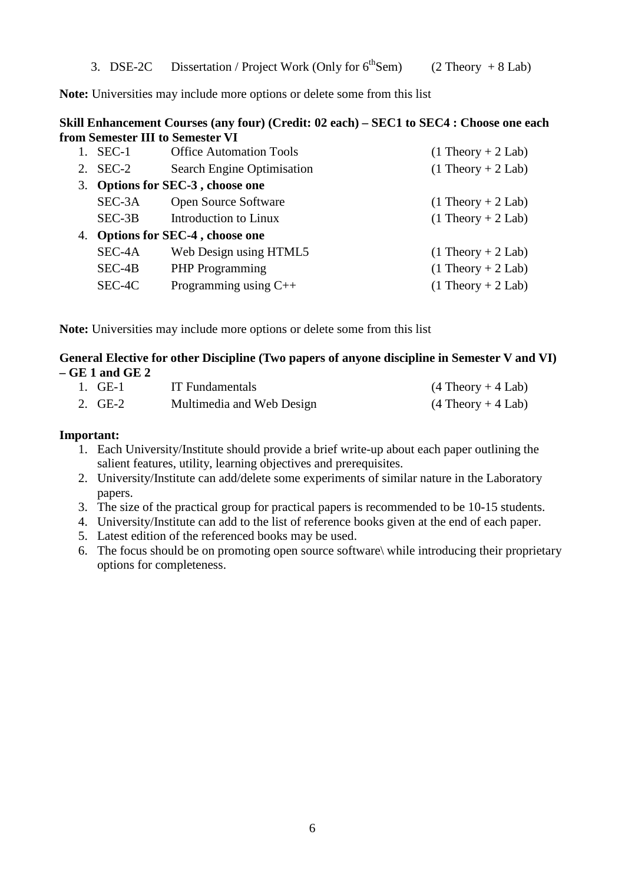3. DSE-2C Dissertation / Project Work (Only for 6th Sem) (2 Theory + 8 Lab)

**Note:** Universities may include more options or delete some from this list

**Skill Enhancement Courses (any four) (Credit: 02 each) – SEC1 to SEC4 : Choose one each from Semester III to Semester VI**

1. SEC-1 Office Automation Tools (1 Theory + 2 Lab)
2. SEC-2 Search Engine Optimisation (1 Theory + 2 Lab)
3. **Options for SEC-3 , choose one**
   - SEC-3A Open Source Software (1 Theory + 2 Lab)
   - SEC-3B Introduction to Linux (1 Theory + 2 Lab)
4. **Options for SEC-4 , choose one**
   - SEC-4A Web Design using HTML5 (1 Theory + 2 Lab)
   - SEC-4B PHP Programming (1 Theory + 2 Lab)
   - SEC-4C Programming using C++ (1 Theory + 2 Lab)

**Note:** Universities may include more options or delete some from this list

**General Elective for other Discipline (Two papers of anyone discipline in Semester V and VI) – GE 1 and GE 2**

1. GE-1 IT Fundamentals (4 Theory + 4 Lab)
2. GE-2 Multimedia and Web Design (4 Theory + 4 Lab)

**Important:**

1. Each University/Institute should provide a brief write-up about each paper outlining the salient features, utility, learning objectives and prerequisites.
2. University/Institute can add/delete some experiments of similar nature in the Laboratory papers.
3. The size of the practical group for practical papers is recommended to be 10-15 students.
4. University/Institute can add to the list of reference books given at the end of each paper.
5. Latest edition of the referenced books may be used.
6. The focus should be on promoting open source software\ while introducing their proprietary options for completeness.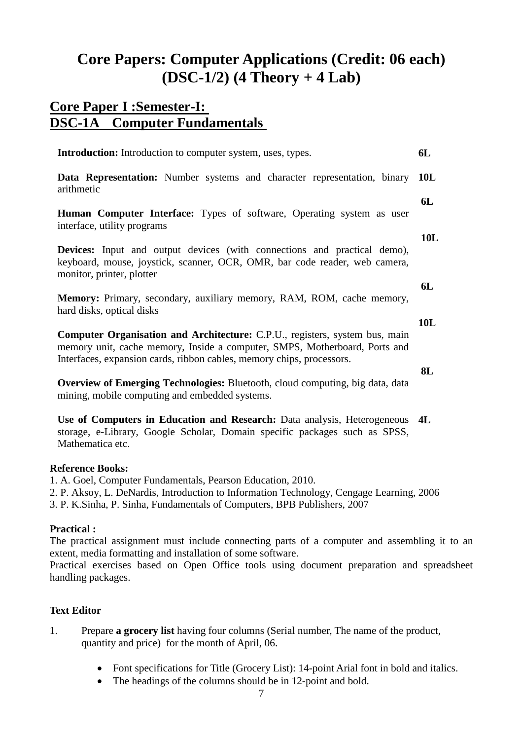# Core Papers: Computer Applications (Credit: 06 each) (DSC-1/2) (4 Theory + 4 Lab)

## Core Paper I :Semester-I: DSC-1A Computer Fundamentals

| | |
|---|---|
| **Introduction:** Introduction to computer system, uses, types. | **6L** |
| **Data Representation:** Number systems and character representation, binary arithmetic | **10L** |
| **Human Computer Interface:** Types of software, Operating system as user interface, utility programs | **6L** |
| **Devices:** Input and output devices (with connections and practical demo), keyboard, mouse, joystick, scanner, OCR, OMR, bar code reader, web camera, monitor, printer, plotter | **10L** |
| **Memory:** Primary, secondary, auxiliary memory, RAM, ROM, cache memory, hard disks, optical disks | **6L** |
| **Computer Organisation and Architecture:** C.P.U., registers, system bus, main memory unit, cache memory, Inside a computer, SMPS, Motherboard, Ports and Interfaces, expansion cards, ribbon cables, memory chips, processors. | **10L** |
| **Overview of Emerging Technologies:** Bluetooth, cloud computing, big data, data mining, mobile computing and embedded systems. | **8L** |
| **Use of Computers in Education and Research:** Data analysis, Heterogeneous storage, e-Library, Google Scholar, Domain specific packages such as SPSS, Mathematica etc. | **4L** |

**Reference Books:**

1. A. Goel, Computer Fundamentals, Pearson Education, 2010.
2. P. Aksoy, L. DeNardis, Introduction to Information Technology, Cengage Learning, 2006
3. P. K.Sinha, P. Sinha, Fundamentals of Computers, BPB Publishers, 2007

**Practical :**

The practical assignment must include connecting parts of a computer and assembling it to an extent, media formatting and installation of some software.

Practical exercises based on Open Office tools using document preparation and spreadsheet handling packages.

**Text Editor**

1. Prepare **a grocery list** having four columns (Serial number, The name of the product, quantity and price) for the month of April, 06.
   - Font specifications for Title (Grocery List): 14-point Arial font in bold and italics.
   - The headings of the columns should be in 12-point and bold.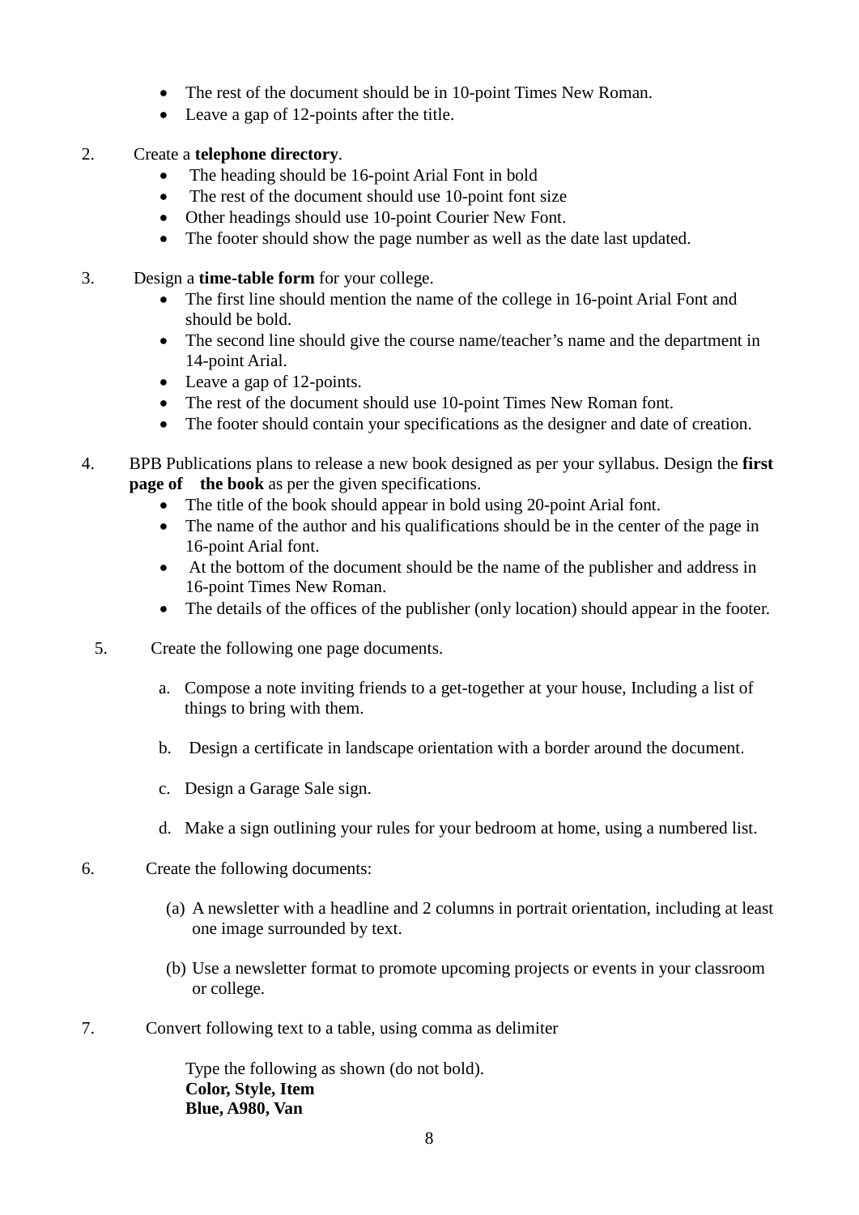- The rest of the document should be in 10-point Times New Roman.
- Leave a gap of 12-points after the title.

2. Create a **telephone directory**.
   - The heading should be 16-point Arial Font in bold
   - The rest of the document should use 10-point font size
   - Other headings should use 10-point Courier New Font.
   - The footer should show the page number as well as the date last updated.

3. Design a **time-table form** for your college.
   - The first line should mention the name of the college in 16-point Arial Font and should be bold.
   - The second line should give the course name/teacher's name and the department in 14-point Arial.
   - Leave a gap of 12-points.
   - The rest of the document should use 10-point Times New Roman font.
   - The footer should contain your specifications as the designer and date of creation.

4. BPB Publications plans to release a new book designed as per your syllabus. Design the **first page of the book** as per the given specifications.
   - The title of the book should appear in bold using 20-point Arial font.
   - The name of the author and his qualifications should be in the center of the page in 16-point Arial font.
   - At the bottom of the document should be the name of the publisher and address in 16-point Times New Roman.
   - The details of the offices of the publisher (only location) should appear in the footer.

5. Create the following one page documents.

   a. Compose a note inviting friends to a get-together at your house, Including a list of things to bring with them.

   b. Design a certificate in landscape orientation with a border around the document.

   c. Design a Garage Sale sign.

   d. Make a sign outlining your rules for your bedroom at home, using a numbered list.

6. Create the following documents:

   (a) A newsletter with a headline and 2 columns in portrait orientation, including at least one image surrounded by text.

   (b) Use a newsletter format to promote upcoming projects or events in your classroom or college.

7. Convert following text to a table, using comma as delimiter

   Type the following as shown (do not bold).
   **Color, Style, Item**
   **Blue, A980, Van**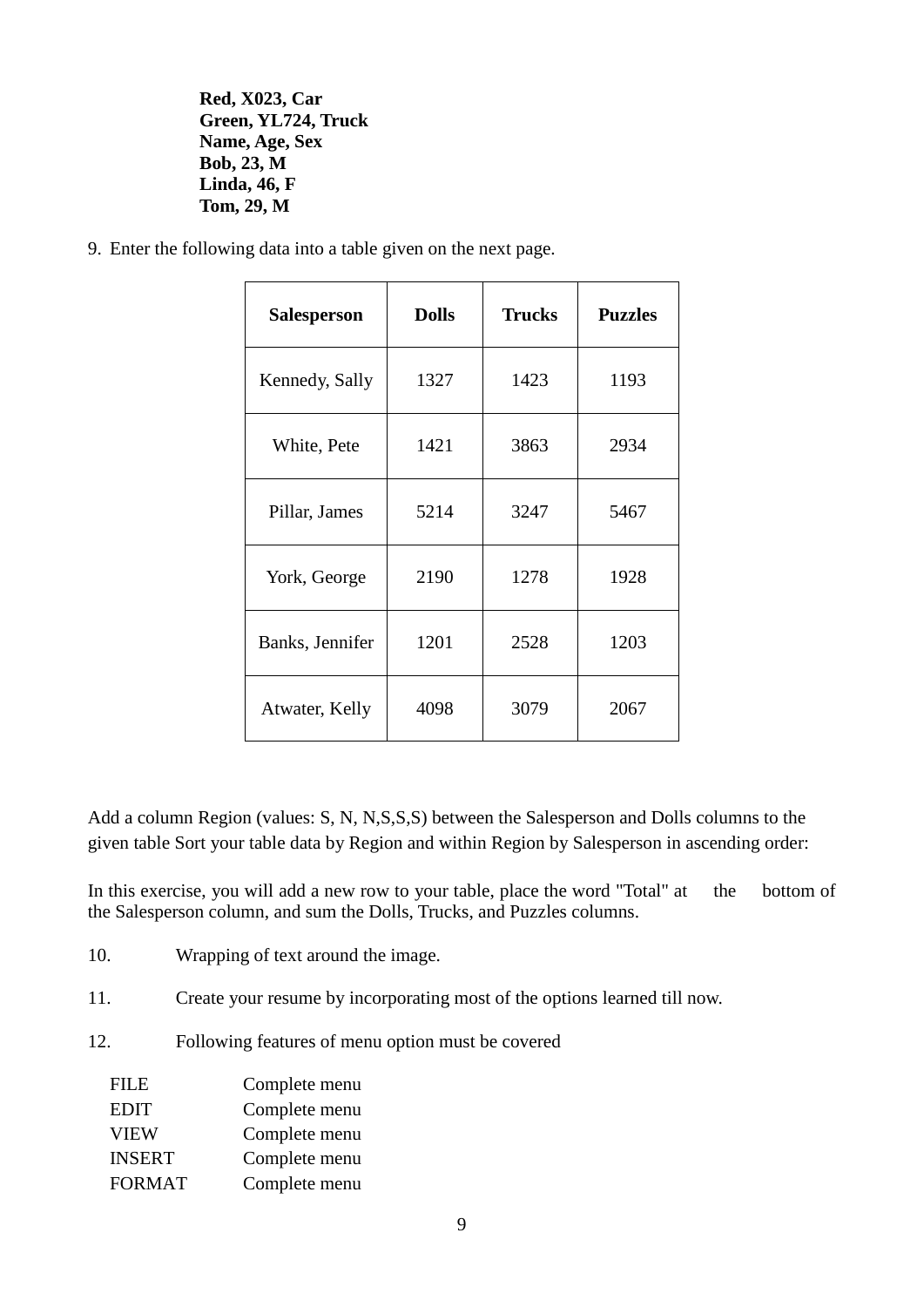**Red, X023, Car**
**Green, YL724, Truck**
**Name, Age, Sex**
**Bob, 23, M**
**Linda, 46, F**
**Tom, 29, M**

9. Enter the following data into a table given on the next page.

| **Salesperson** | **Dolls** | **Trucks** | **Puzzles** |
|---|---|---|---|
| Kennedy, Sally | 1327 | 1423 | 1193 |
| White, Pete | 1421 | 3863 | 2934 |
| Pillar, James | 5214 | 3247 | 5467 |
| York, George | 2190 | 1278 | 1928 |
| Banks, Jennifer | 1201 | 2528 | 1203 |
| Atwater, Kelly | 4098 | 3079 | 2067 |

Add a column Region (values: S, N, N,S,S,S) between the Salesperson and Dolls columns to the given table Sort your table data by Region and within Region by Salesperson in ascending order:

In this exercise, you will add a new row to your table, place the word "Total" at the bottom of the Salesperson column, and sum the Dolls, Trucks, and Puzzles columns.

10. Wrapping of text around the image.

11. Create your resume by incorporating most of the options learned till now.

12. Following features of menu option must be covered

| | |
|---|---|
| FILE | Complete menu |
| EDIT | Complete menu |
| VIEW | Complete menu |
| INSERT | Complete menu |
| FORMAT | Complete menu |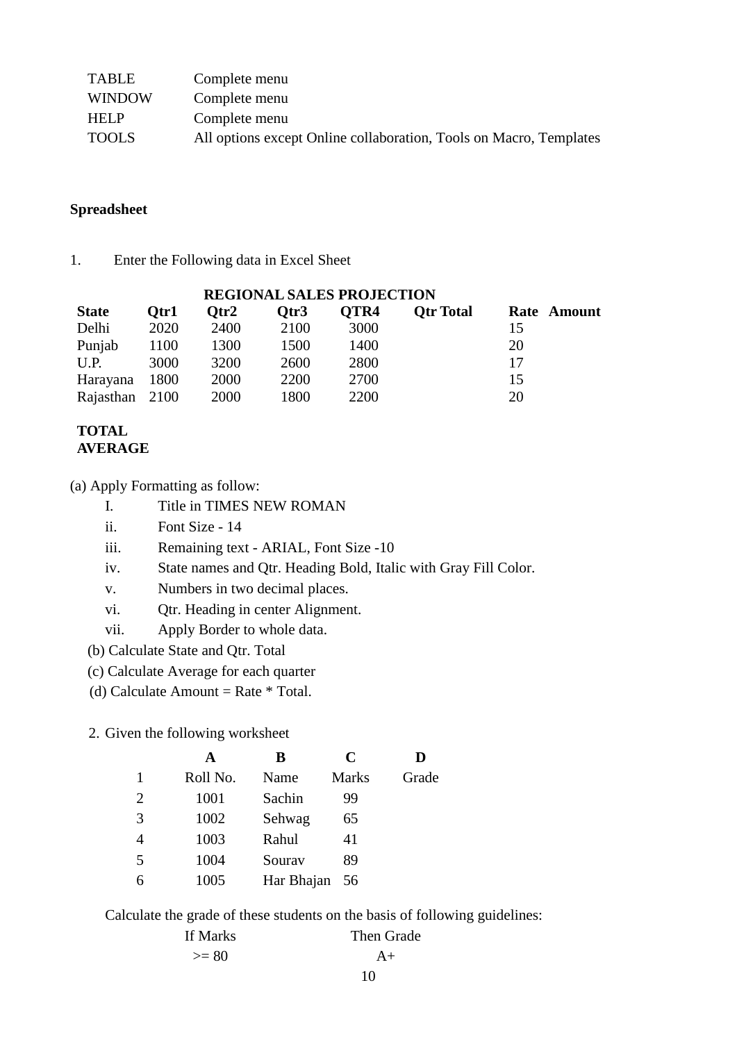| | |
|---|---|
| TABLE | Complete menu |
| WINDOW | Complete menu |
| HELP | Complete menu |
| TOOLS | All options except Online collaboration, Tools on Macro, Templates |

**Spreadsheet**

1. Enter the Following data in Excel Sheet

**REGIONAL SALES PROJECTION**

| **State** | **Qtr1** | **Qtr2** | **Qtr3** | **QTR4** | **Qtr Total** | **Rate** | **Amount** |
|---|---|---|---|---|---|---|---|
| Delhi | 2020 | 2400 | 2100 | 3000 | | 15 | |
| Punjab | 1100 | 1300 | 1500 | 1400 | | 20 | |
| U.P. | 3000 | 3200 | 2600 | 2800 | | 17 | |
| Harayana | 1800 | 2000 | 2200 | 2700 | | 15 | |
| Rajasthan | 2100 | 2000 | 1800 | 2200 | | 20 | |
| **TOTAL** | | | | | | | |
| **AVERAGE** | | | | | | | |

(a) Apply Formatting as follow:

- I. Title in TIMES NEW ROMAN
- ii. Font Size - 14
- iii. Remaining text - ARIAL, Font Size -10
- iv. State names and Qtr. Heading Bold, Italic with Gray Fill Color.
- v. Numbers in two decimal places.
- vi. Qtr. Heading in center Alignment.
- vii. Apply Border to whole data.

(b) Calculate State and Qtr. Total

(c) Calculate Average for each quarter

(d) Calculate Amount = Rate * Total.

2. Given the following worksheet

| | **A** | **B** | **C** | **D** |
|---|---|---|---|---|
| 1 | Roll No. | Name | Marks | Grade |
| 2 | 1001 | Sachin | 99 | |
| 3 | 1002 | Sehwag | 65 | |
| 4 | 1003 | Rahul | 41 | |
| 5 | 1004 | Sourav | 89 | |
| 6 | 1005 | Har Bhajan | 56 | |

Calculate the grade of these students on the basis of following guidelines:

| If Marks | Then Grade |
|---|---|
| >= 80 | A+ |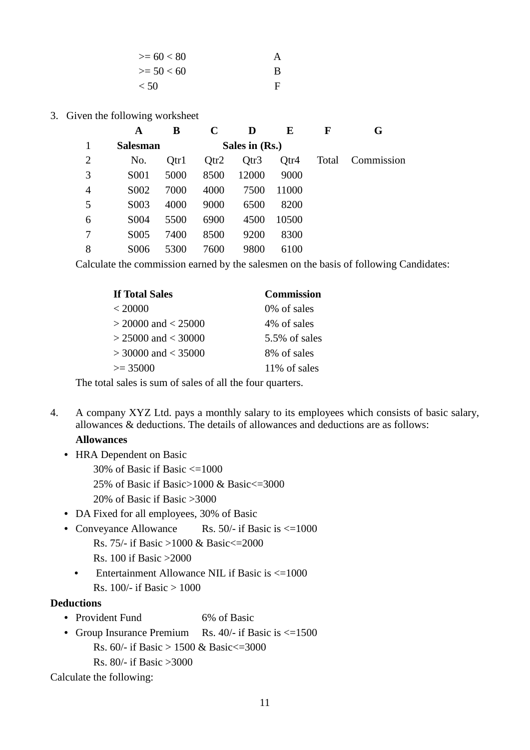| | |
|---|---|
| >= 60 < 80 | A |
| >= 50 < 60 | B |
| < 50 | F |

3. Given the following worksheet

| | A | B | C | D | E | F | G |
|---|---|---|---|---|---|---|---|
| 1 | **Salesman** | | | **Sales in (Rs.)** | | | |
| 2 | No. | Qtr1 | Qtr2 | Qtr3 | Qtr4 | Total | Commission |
| 3 | S001 | 5000 | 8500 | 12000 | 9000 | | |
| 4 | S002 | 7000 | 4000 | 7500 | 11000 | | |
| 5 | S003 | 4000 | 9000 | 6500 | 8200 | | |
| 6 | S004 | 5500 | 6900 | 4500 | 10500 | | |
| 7 | S005 | 7400 | 8500 | 9200 | 8300 | | |
| 8 | S006 | 5300 | 7600 | 9800 | 6100 | | |

Calculate the commission earned by the salesmen on the basis of following Candidates:

| **If Total Sales** | **Commission** |
|---|---|
| < 20000 | 0% of sales |
| > 20000 and < 25000 | 4% of sales |
| > 25000 and < 30000 | 5.5% of sales |
| > 30000 and < 35000 | 8% of sales |
| >= 35000 | 11% of sales |

The total sales is sum of sales of all the four quarters.

4. A company XYZ Ltd. pays a monthly salary to its employees which consists of basic salary, allowances & deductions. The details of allowances and deductions are as follows:

**Allowances**

- HRA Dependent on Basic
  - 30% of Basic if Basic <=1000
  - 25% of Basic if Basic>1000 & Basic<=3000
  - 20% of Basic if Basic >3000
- DA Fixed for all employees, 30% of Basic
- Conveyance Allowance Rs. 50/- if Basic is <=1000
  - Rs. 75/- if Basic >1000 & Basic<=2000
  - Rs. 100 if Basic >2000
- Entertainment Allowance NIL if Basic is <=1000
  - Rs. 100/- if Basic > 1000

**Deductions**

- Provident Fund 6% of Basic
- Group Insurance Premium Rs. 40/- if Basic is <=1500
  - Rs. 60/- if Basic > 1500 & Basic<=3000
  - Rs. 80/- if Basic >3000

Calculate the following: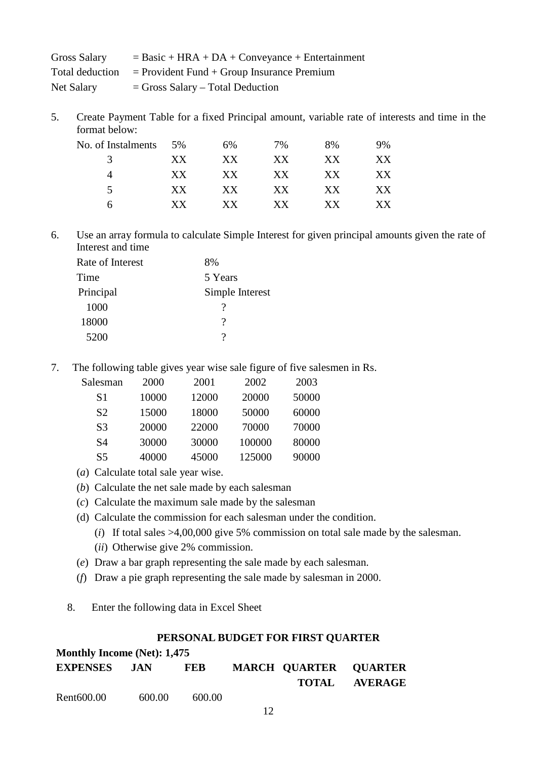Gross Salary = Basic + HRA + DA + Conveyance + Entertainment
Total deduction = Provident Fund + Group Insurance Premium
Net Salary = Gross Salary – Total Deduction

5. Create Payment Table for a fixed Principal amount, variable rate of interests and time in the format below:

| No. of Instalments | 5% | 6% | 7% | 8% | 9% |
|---|---|---|---|---|---|
| 3 | XX | XX | XX | XX | XX |
| 4 | XX | XX | XX | XX | XX |
| 5 | XX | XX | XX | XX | XX |
| 6 | XX | XX | XX | XX | XX |

6. Use an array formula to calculate Simple Interest for given principal amounts given the rate of Interest and time

| Rate of Interest | 8% |
|---|---|
| Time | 5 Years |
| Principal | Simple Interest |
| 1000 | ? |
| 18000 | ? |
| 5200 | ? |

7. The following table gives year wise sale figure of five salesmen in Rs.

| Salesman | 2000 | 2001 | 2002 | 2003 |
|---|---|---|---|---|
| S1 | 10000 | 12000 | 20000 | 50000 |
| S2 | 15000 | 18000 | 50000 | 60000 |
| S3 | 20000 | 22000 | 70000 | 70000 |
| S4 | 30000 | 30000 | 100000 | 80000 |
| S5 | 40000 | 45000 | 125000 | 90000 |

(*a*) Calculate total sale year wise.
(*b*) Calculate the net sale made by each salesman
(*c*) Calculate the maximum sale made by the salesman
(d) Calculate the commission for each salesman under the condition.
  (*i*) If total sales >4,00,000 give 5% commission on total sale made by the salesman.
  (*ii*) Otherwise give 2% commission.
(*e*) Draw a bar graph representing the sale made by each salesman.
(*f*) Draw a pie graph representing the sale made by salesman in 2000.

8. Enter the following data in Excel Sheet

**PERSONAL BUDGET FOR FIRST QUARTER**

**Monthly Income (Net): 1,475**

| **EXPENSES** | **JAN** | **FEB** | **MARCH** | **QUARTER TOTAL** | **QUARTER AVERAGE** |
|---|---|---|---|---|---|
| Rent | 600.00 | 600.00 | 600.00 | | |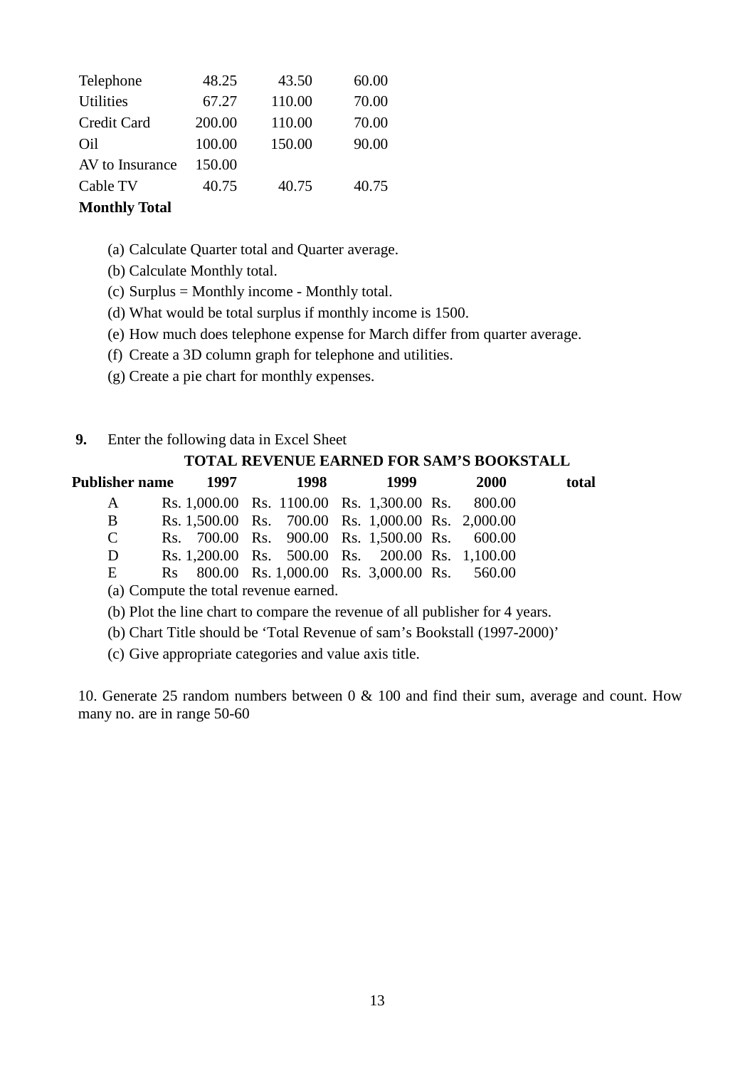| | | | |
|---|---|---|---|
| Telephone | 48.25 | 43.50 | 60.00 |
| Utilities | 67.27 | 110.00 | 70.00 |
| Credit Card | 200.00 | 110.00 | 70.00 |
| Oil | 100.00 | 150.00 | 90.00 |
| AV to Insurance | 150.00 | | |
| Cable TV | 40.75 | 40.75 | 40.75 |
| **Monthly Total** | | | |

(a) Calculate Quarter total and Quarter average.

(b) Calculate Monthly total.

(c) Surplus = Monthly income - Monthly total.

(d) What would be total surplus if monthly income is 1500.

(e) How much does telephone expense for March differ from quarter average.

(f) Create a 3D column graph for telephone and utilities.

(g) Create a pie chart for monthly expenses.

**9.** Enter the following data in Excel Sheet

**TOTAL REVENUE EARNED FOR SAM'S BOOKSTALL**

| Publisher name | 1997 | 1998 | 1999 | 2000 | total |
|---|---|---|---|---|---|
| A | Rs. 1,000.00 | Rs. 1100.00 | Rs. 1,300.00 | Rs. 800.00 | |
| B | Rs. 1,500.00 | Rs. 700.00 | Rs. 1,000.00 | Rs. 2,000.00 | |
| C | Rs. 700.00 | Rs. 900.00 | Rs. 1,500.00 | Rs. 600.00 | |
| D | Rs. 1,200.00 | Rs. 500.00 | Rs. 200.00 | Rs. 1,100.00 | |
| E | Rs 800.00 | Rs. 1,000.00 | Rs. 3,000.00 | Rs. 560.00 | |

(a) Compute the total revenue earned.

(b) Plot the line chart to compare the revenue of all publisher for 4 years.

(b) Chart Title should be 'Total Revenue of sam's Bookstall (1997-2000)'

(c) Give appropriate categories and value axis title.

10. Generate 25 random numbers between 0 & 100 and find their sum, average and count. How many no. are in range 50-60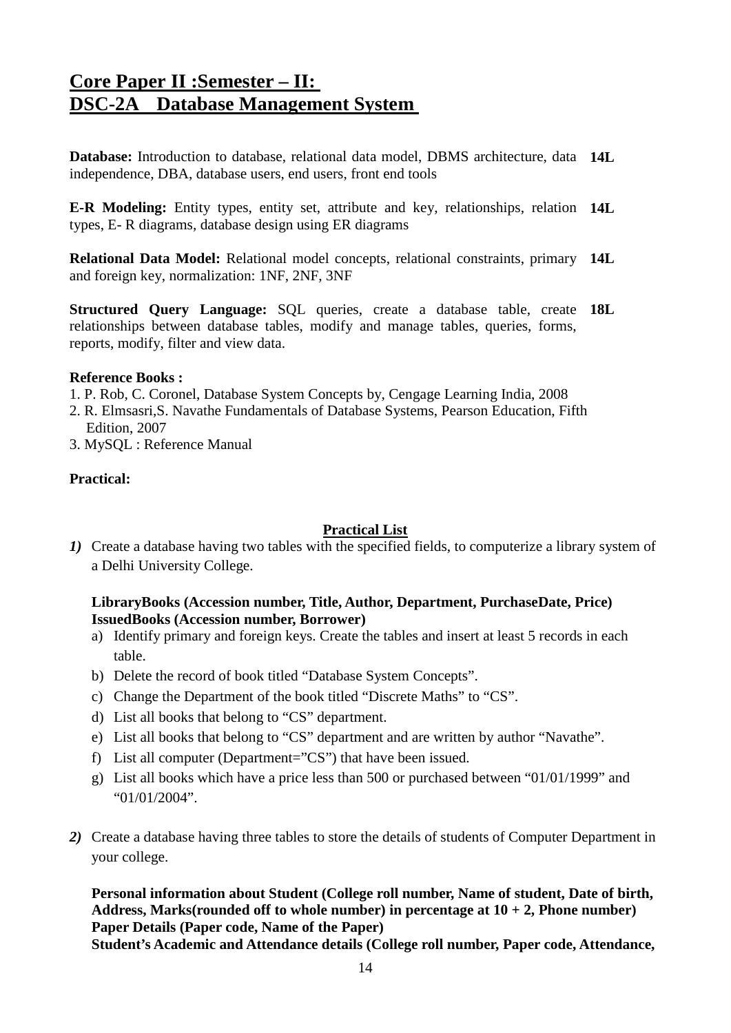## Core Paper II :Semester – II:
## DSC-2A Database Management System

**Database:** Introduction to database, relational data model, DBMS architecture, data independence, DBA, database users, end users, front end tools **14L**

**E-R Modeling:** Entity types, entity set, attribute and key, relationships, relation types, E- R diagrams, database design using ER diagrams **14L**

**Relational Data Model:** Relational model concepts, relational constraints, primary and foreign key, normalization: 1NF, 2NF, 3NF **14L**

**Structured Query Language:** SQL queries, create a database table, create relationships between database tables, modify and manage tables, queries, forms, reports, modify, filter and view data. **18L**

**Reference Books :**

1. P. Rob, C. Coronel, Database System Concepts by, Cengage Learning India, 2008
2. R. Elmsasri,S. Navathe Fundamentals of Database Systems, Pearson Education, Fifth Edition, 2007
3. MySQL : Reference Manual

**Practical:**

**Practical List**

***1)*** Create a database having two tables with the specified fields, to computerize a library system of a Delhi University College.

**LibraryBooks (Accession number, Title, Author, Department, PurchaseDate, Price)**
**IssuedBooks (Accession number, Borrower)**

a) Identify primary and foreign keys. Create the tables and insert at least 5 records in each table.
b) Delete the record of book titled "Database System Concepts".
c) Change the Department of the book titled "Discrete Maths" to "CS".
d) List all books that belong to "CS" department.
e) List all books that belong to "CS" department and are written by author "Navathe".
f) List all computer (Department="CS") that have been issued.
g) List all books which have a price less than 500 or purchased between "01/01/1999" and "01/01/2004".

***2)*** Create a database having three tables to store the details of students of Computer Department in your college.

**Personal information about Student (College roll number, Name of student, Date of birth, Address, Marks(rounded off to whole number) in percentage at 10 + 2, Phone number)**
**Paper Details (Paper code, Name of the Paper)**
**Student's Academic and Attendance details (College roll number, Paper code, Attendance,**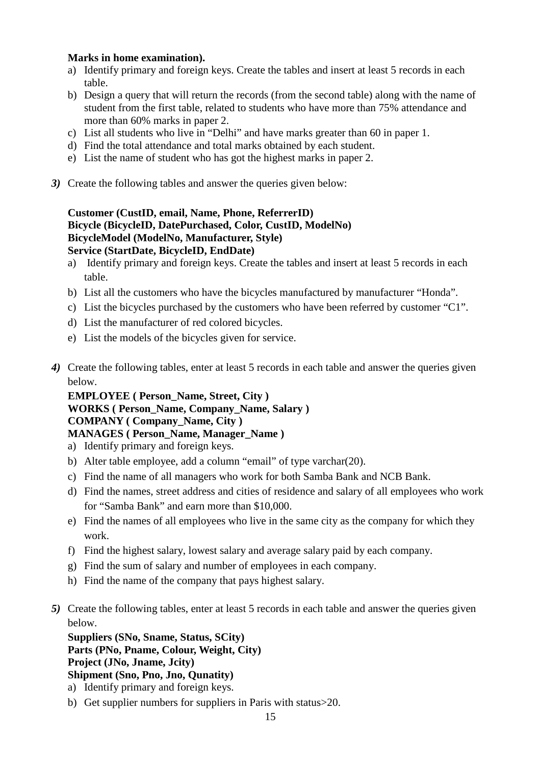**Marks in home examination).**

a) Identify primary and foreign keys. Create the tables and insert at least 5 records in each table.
b) Design a query that will return the records (from the second table) along with the name of student from the first table, related to students who have more than 75% attendance and more than 60% marks in paper 2.
c) List all students who live in "Delhi" and have marks greater than 60 in paper 1.
d) Find the total attendance and total marks obtained by each student.
e) List the name of student who has got the highest marks in paper 2.

***3)*** Create the following tables and answer the queries given below:

**Customer (CustID, email, Name, Phone, ReferrerID)**
**Bicycle (BicycleID, DatePurchased, Color, CustID, ModelNo)**
**BicycleModel (ModelNo, Manufacturer, Style)**
**Service (StartDate, BicycleID, EndDate)**

a) Identify primary and foreign keys. Create the tables and insert at least 5 records in each table.
b) List all the customers who have the bicycles manufactured by manufacturer "Honda".
c) List the bicycles purchased by the customers who have been referred by customer "C1".
d) List the manufacturer of red colored bicycles.
e) List the models of the bicycles given for service.

***4)*** Create the following tables, enter at least 5 records in each table and answer the queries given below.

**EMPLOYEE ( Person_Name, Street, City )**
**WORKS ( Person_Name, Company_Name, Salary )**
**COMPANY ( Company_Name, City )**
**MANAGES ( Person_Name, Manager_Name )**

a) Identify primary and foreign keys.
b) Alter table employee, add a column "email" of type varchar(20).
c) Find the name of all managers who work for both Samba Bank and NCB Bank.
d) Find the names, street address and cities of residence and salary of all employees who work for "Samba Bank" and earn more than $10,000.
e) Find the names of all employees who live in the same city as the company for which they work.
f) Find the highest salary, lowest salary and average salary paid by each company.
g) Find the sum of salary and number of employees in each company.
h) Find the name of the company that pays highest salary.

***5)*** Create the following tables, enter at least 5 records in each table and answer the queries given below.

**Suppliers (SNo, Sname, Status, SCity)**
**Parts (PNo, Pname, Colour, Weight, City)**
**Project (JNo, Jname, Jcity)**
**Shipment (Sno, Pno, Jno, Qunatity)**

a) Identify primary and foreign keys.
b) Get supplier numbers for suppliers in Paris with status>20.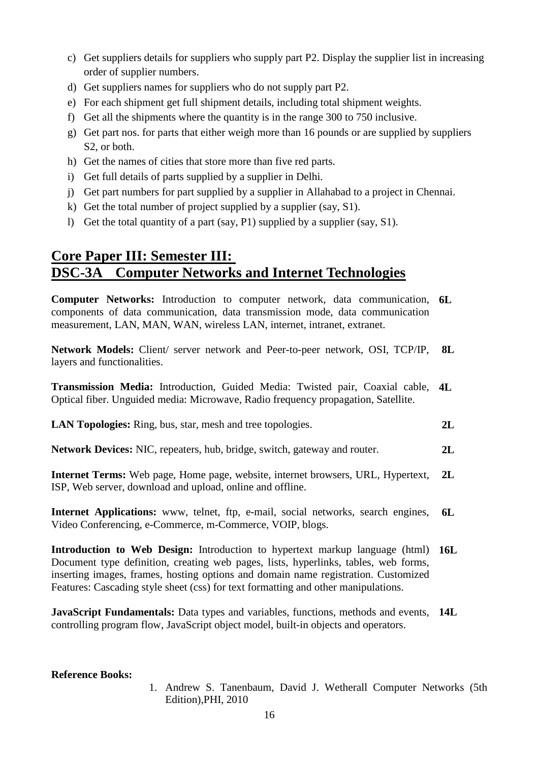c) Get suppliers details for suppliers who supply part P2. Display the supplier list in increasing order of supplier numbers.
d) Get suppliers names for suppliers who do not supply part P2.
e) For each shipment get full shipment details, including total shipment weights.
f) Get all the shipments where the quantity is in the range 300 to 750 inclusive.
g) Get part nos. for parts that either weigh more than 16 pounds or are supplied by suppliers S2, or both.
h) Get the names of cities that store more than five red parts.
i) Get full details of parts supplied by a supplier in Delhi.
j) Get part numbers for part supplied by a supplier in Allahabad to a project in Chennai.
k) Get the total number of project supplied by a supplier (say, S1).
l) Get the total quantity of a part (say, P1) supplied by a supplier (say, S1).

## Core Paper III: Semester III:
## DSC-3A Computer Networks and Internet Technologies

**Computer Networks:** Introduction to computer network, data communication, components of data communication, data transmission mode, data communication measurement, LAN, MAN, WAN, wireless LAN, internet, intranet, extranet. **6L**

**Network Models:** Client/ server network and Peer-to-peer network, OSI, TCP/IP, layers and functionalities. **8L**

**Transmission Media:** Introduction, Guided Media: Twisted pair, Coaxial cable, Optical fiber. Unguided media: Microwave, Radio frequency propagation, Satellite. **4L**

**LAN Topologies:** Ring, bus, star, mesh and tree topologies. **2L**

**Network Devices:** NIC, repeaters, hub, bridge, switch, gateway and router. **2L**

**Internet Terms:** Web page, Home page, website, internet browsers, URL, Hypertext, ISP, Web server, download and upload, online and offline. **2L**

**Internet Applications:** www, telnet, ftp, e-mail, social networks, search engines, Video Conferencing, e-Commerce, m-Commerce, VOIP, blogs. **6L**

**Introduction to Web Design:** Introduction to hypertext markup language (html) Document type definition, creating web pages, lists, hyperlinks, tables, web forms, inserting images, frames, hosting options and domain name registration. Customized Features: Cascading style sheet (css) for text formatting and other manipulations. **16L**

**JavaScript Fundamentals:** Data types and variables, functions, methods and events, controlling program flow, JavaScript object model, built-in objects and operators. **14L**

**Reference Books:**

1. Andrew S. Tanenbaum, David J. Wetherall Computer Networks (5th Edition),PHI, 2010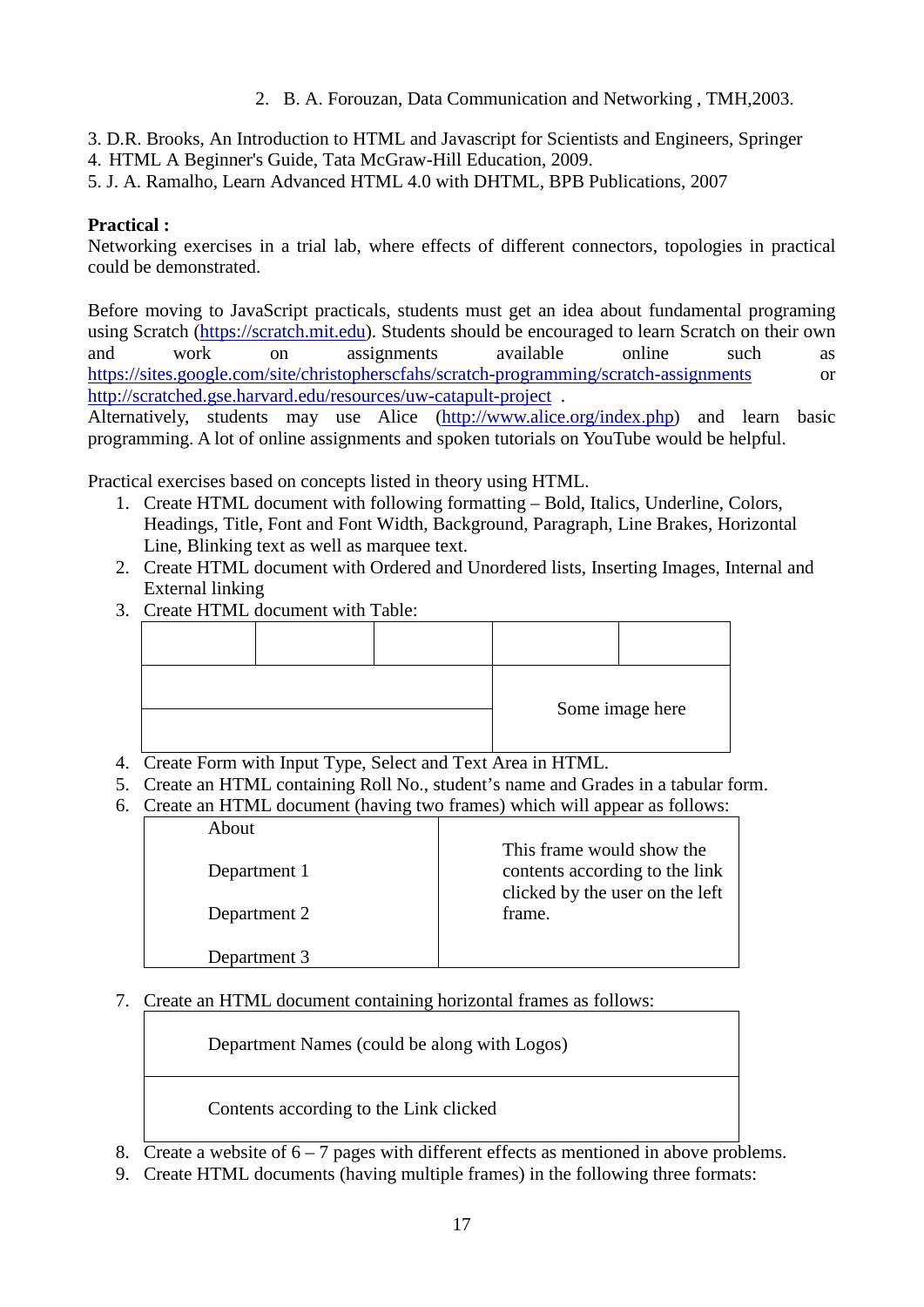2. B. A. Forouzan, Data Communication and Networking , TMH,2003.

3. D.R. Brooks, An Introduction to HTML and Javascript for Scientists and Engineers, Springer
4. HTML A Beginner's Guide, Tata McGraw-Hill Education, 2009.
5. J. A. Ramalho, Learn Advanced HTML 4.0 with DHTML, BPB Publications, 2007

**Practical :**

Networking exercises in a trial lab, where effects of different connectors, topologies in practical could be demonstrated.

Before moving to JavaScript practicals, students must get an idea about fundamental programing using Scratch (https://scratch.mit.edu). Students should be encouraged to learn Scratch on their own and work on assignments available online such as https://sites.google.com/site/christopherscfahs/scratch-programming/scratch-assignments or http://scratched.gse.harvard.edu/resources/uw-catapult-project .
Alternatively, students may use Alice (http://www.alice.org/index.php) and learn basic programming. A lot of online assignments and spoken tutorials on YouTube would be helpful.

Practical exercises based on concepts listed in theory using HTML.

1. Create HTML document with following formatting – Bold, Italics, Underline, Colors, Headings, Title, Font and Font Width, Background, Paragraph, Line Brakes, Horizontal Line, Blinking text as well as marquee text.
2. Create HTML document with Ordered and Unordered lists, Inserting Images, Internal and External linking
3. Create HTML document with Table:

| | | | | |
|---|---|---|---|---|
| | | | Some image here | |
| | | | | |

4. Create Form with Input Type, Select and Text Area in HTML.
5. Create an HTML containing Roll No., student's name and Grades in a tabular form.
6. Create an HTML document (having two frames) which will appear as follows:

| | |
|---|---|
| About<br><br>Department 1<br><br>Department 2<br><br>Department 3 | This frame would show the contents according to the link clicked by the user on the left frame. |

7. Create an HTML document containing horizontal frames as follows:

| |
|---|
| Department Names (could be along with Logos) |
| Contents according to the Link clicked |

8. Create a website of 6 – 7 pages with different effects as mentioned in above problems.
9. Create HTML documents (having multiple frames) in the following three formats: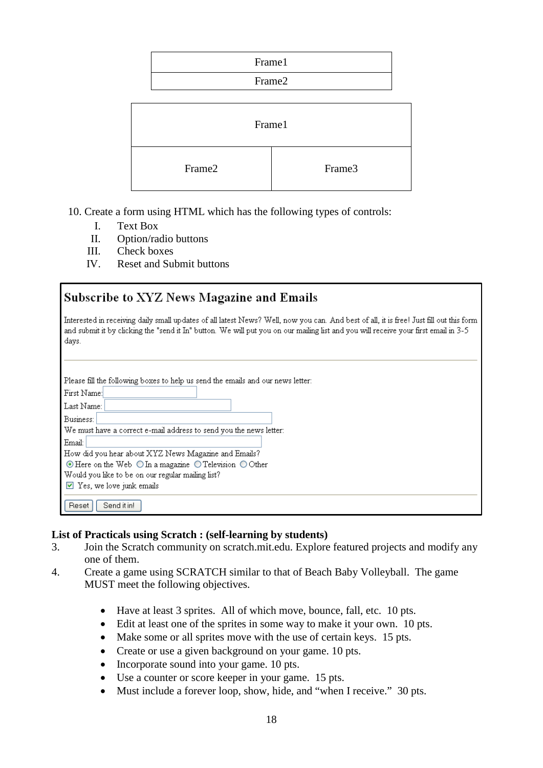| Frame1 |
| --- |
| Frame2 |

| Frame1 | |
| --- | --- |
| Frame2 | Frame3 |

10. Create a form using HTML which has the following types of controls:
    I. Text Box
    II. Option/radio buttons
    III. Check boxes
    IV. Reset and Submit buttons

**Subscribe to XYZ News Magazine and Emails**

Interested in receiving daily small updates of all latest News? Well, now you can. And best of all, it is free! Just fill out this form and submit it by clicking the "send it In" button. We will put you on our mailing list and you will receive your first email in 3-5 days.

---

Please fill the following boxes to help us send the emails and our news letter:
First Name: [ ]
Last Name: [ ]
Business: [ ]
We must have a correct e-mail address to send you the news letter:
Email: [ ]
How did you hear about XYZ News Magazine and Emails?
(•) Here on the Web ( ) In a magazine ( ) Television ( ) Other
Would you like to be on our regular mailing list?
[x] Yes, we love junk emails

---

[Reset] [Send it in!]

**List of Practicals using Scratch : (self-learning by students)**

3. Join the Scratch community on scratch.mit.edu. Explore featured projects and modify any one of them.
4. Create a game using SCRATCH similar to that of Beach Baby Volleyball. The game MUST meet the following objectives.

   - Have at least 3 sprites. All of which move, bounce, fall, etc. 10 pts.
   - Edit at least one of the sprites in some way to make it your own. 10 pts.
   - Make some or all sprites move with the use of certain keys. 15 pts.
   - Create or use a given background on your game. 10 pts.
   - Incorporate sound into your game. 10 pts.
   - Use a counter or score keeper in your game. 15 pts.
   - Must include a forever loop, show, hide, and "when I receive." 30 pts.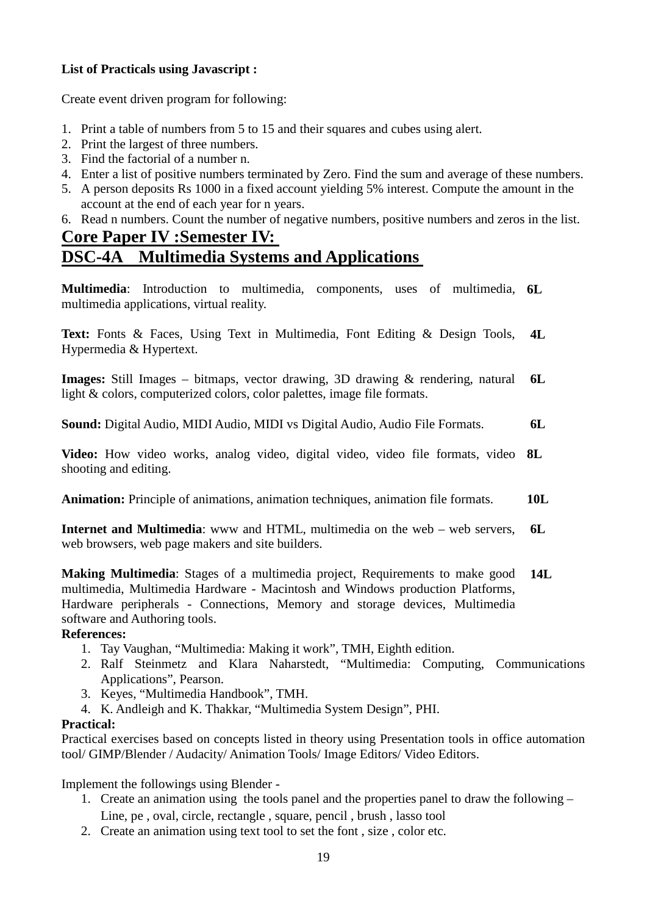**List of Practicals using Javascript :**

Create event driven program for following:

1. Print a table of numbers from 5 to 15 and their squares and cubes using alert.
2. Print the largest of three numbers.
3. Find the factorial of a number n.
4. Enter a list of positive numbers terminated by Zero. Find the sum and average of these numbers.
5. A person deposits Rs 1000 in a fixed account yielding 5% interest. Compute the amount in the account at the end of each year for n years.
6. Read n numbers. Count the number of negative numbers, positive numbers and zeros in the list.

## Core Paper IV :Semester IV:

## DSC-4A Multimedia Systems and Applications

| | |
|---|---|
| **Multimedia**: Introduction to multimedia, components, uses of multimedia, multimedia applications, virtual reality. | **6L** |
| **Text:** Fonts & Faces, Using Text in Multimedia, Font Editing & Design Tools, Hypermedia & Hypertext. | **4L** |
| **Images:** Still Images – bitmaps, vector drawing, 3D drawing & rendering, natural light & colors, computerized colors, color palettes, image file formats. | **6L** |
| **Sound:** Digital Audio, MIDI Audio, MIDI vs Digital Audio, Audio File Formats. | **6L** |
| **Video:** How video works, analog video, digital video, video file formats, video shooting and editing. | **8L** |
| **Animation:** Principle of animations, animation techniques, animation file formats. | **10L** |
| **Internet and Multimedia**: www and HTML, multimedia on the web – web servers, web browsers, web page makers and site builders. | **6L** |
| **Making Multimedia**: Stages of a multimedia project, Requirements to make good multimedia, Multimedia Hardware - Macintosh and Windows production Platforms, Hardware peripherals - Connections, Memory and storage devices, Multimedia software and Authoring tools. | **14L** |

**References:**

1. Tay Vaughan, "Multimedia: Making it work", TMH, Eighth edition.
2. Ralf Steinmetz and Klara Naharstedt, "Multimedia: Computing, Communications Applications", Pearson.
3. Keyes, "Multimedia Handbook", TMH.
4. K. Andleigh and K. Thakkar, "Multimedia System Design", PHI.

**Practical:**

Practical exercises based on concepts listed in theory using Presentation tools in office automation tool/ GIMP/Blender / Audacity/ Animation Tools/ Image Editors/ Video Editors.

Implement the followings using Blender -

1. Create an animation using the tools panel and the properties panel to draw the following – Line, pe , oval, circle, rectangle , square, pencil , brush , lasso tool
2. Create an animation using text tool to set the font , size , color etc.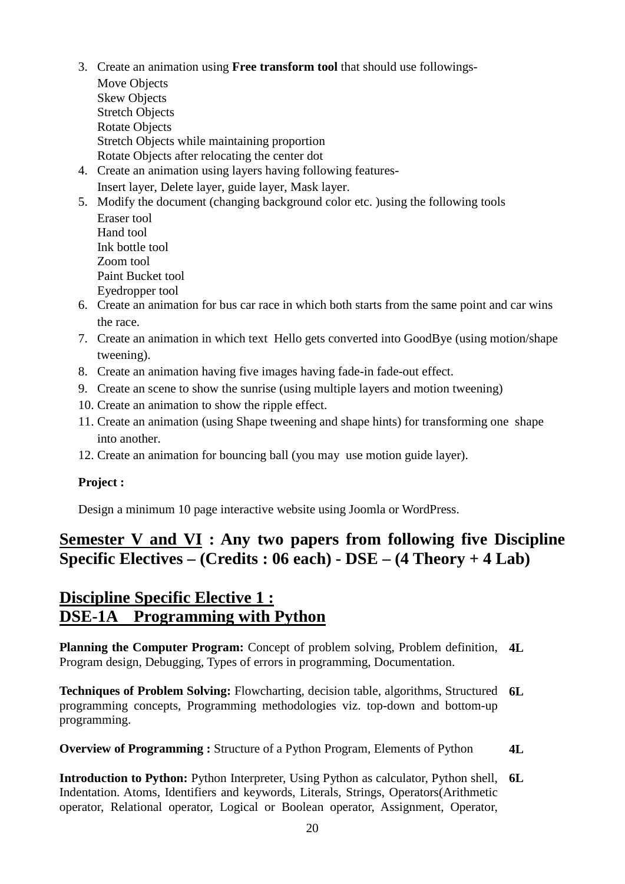3. Create an animation using **Free transform tool** that should use followings-
   Move Objects
   Skew Objects
   Stretch Objects
   Rotate Objects
   Stretch Objects while maintaining proportion
   Rotate Objects after relocating the center dot
4. Create an animation using layers having following features-
   Insert layer, Delete layer, guide layer, Mask layer.
5. Modify the document (changing background color etc. )using the following tools
   Eraser tool
   Hand tool
   Ink bottle tool
   Zoom tool
   Paint Bucket tool
   Eyedropper tool
6. Create an animation for bus car race in which both starts from the same point and car wins the race.
7. Create an animation in which text Hello gets converted into GoodBye (using motion/shape tweening).
8. Create an animation having five images having fade-in fade-out effect.
9. Create an scene to show the sunrise (using multiple layers and motion tweening)
10. Create an animation to show the ripple effect.
11. Create an animation (using Shape tweening and shape hints) for transforming one shape into another.
12. Create an animation for bouncing ball (you may use motion guide layer).

**Project :**

Design a minimum 10 page interactive website using Joomla or WordPress.

## <u>Semester V and VI</u> : Any two papers from following five Discipline Specific Electives – (Credits : 06 each) - DSE – (4 Theory + 4 Lab)

## <u>Discipline Specific Elective 1 :</u>
## <u>DSE-1A Programming with Python</u>

**Planning the Computer Program:** Concept of problem solving, Problem definition, Program design, Debugging, Types of errors in programming, Documentation. **4L**

**Techniques of Problem Solving:** Flowcharting, decision table, algorithms, Structured programming concepts, Programming methodologies viz. top-down and bottom-up programming. **6L**

**Overview of Programming :** Structure of a Python Program, Elements of Python **4L**

**Introduction to Python:** Python Interpreter, Using Python as calculator, Python shell, Indentation. Atoms, Identifiers and keywords, Literals, Strings, Operators(Arithmetic operator, Relational operator, Logical or Boolean operator, Assignment, Operator, **6L**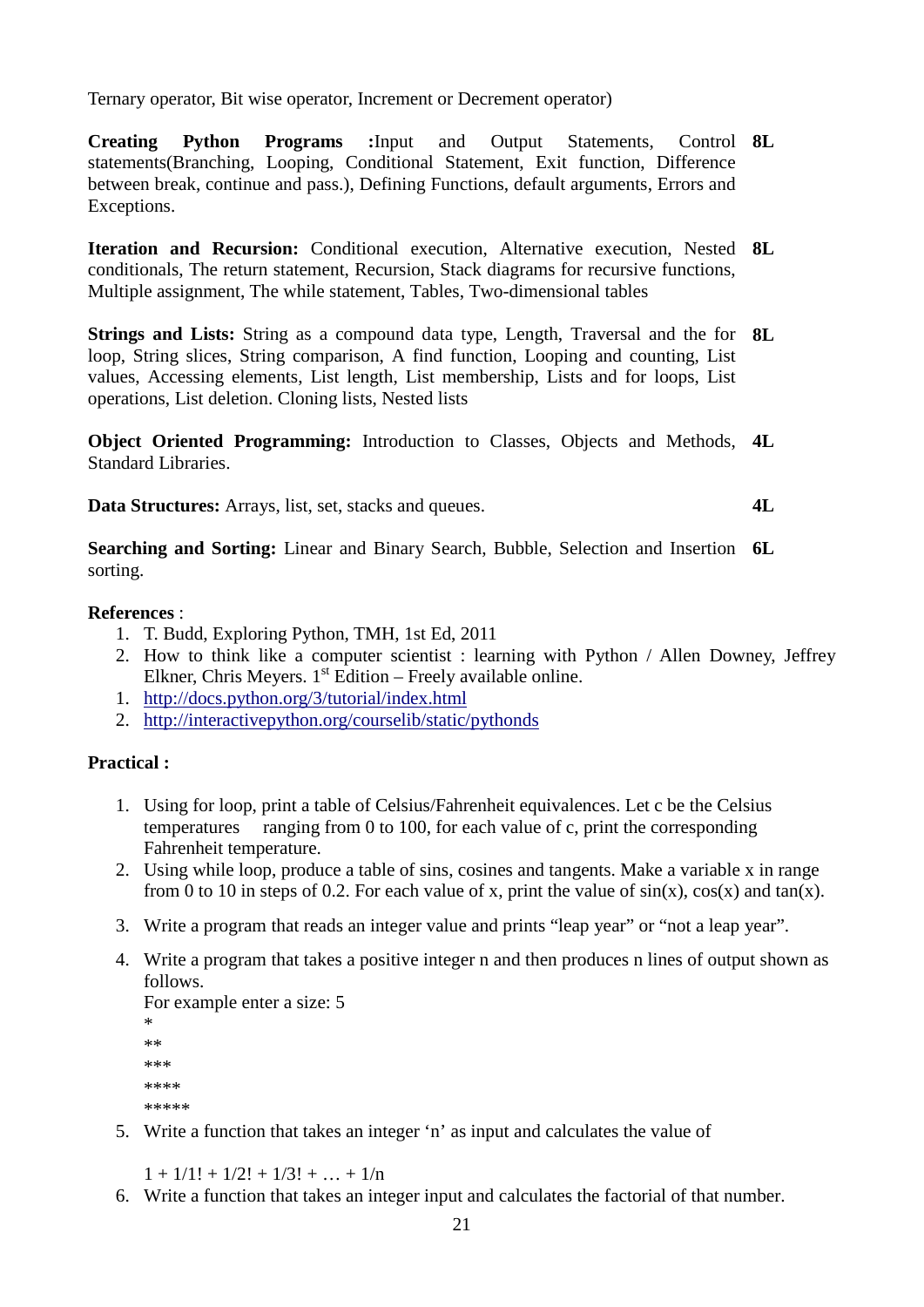Ternary operator, Bit wise operator, Increment or Decrement operator)

| | |
|---|---|
| **Creating Python Programs :**Input and Output Statements, Control statements(Branching, Looping, Conditional Statement, Exit function, Difference between break, continue and pass.), Defining Functions, default arguments, Errors and Exceptions. | **8L** |
| **Iteration and Recursion:** Conditional execution, Alternative execution, Nested conditionals, The return statement, Recursion, Stack diagrams for recursive functions, Multiple assignment, The while statement, Tables, Two-dimensional tables | **8L** |
| **Strings and Lists:** String as a compound data type, Length, Traversal and the for loop, String slices, String comparison, A find function, Looping and counting, List values, Accessing elements, List length, List membership, Lists and for loops, List operations, List deletion. Cloning lists, Nested lists | **8L** |
| **Object Oriented Programming:** Introduction to Classes, Objects and Methods, Standard Libraries. | **4L** |
| **Data Structures:** Arrays, list, set, stacks and queues. | **4L** |
| **Searching and Sorting:** Linear and Binary Search, Bubble, Selection and Insertion sorting. | **6L** |

**References** :

1. T. Budd, Exploring Python, TMH, 1st Ed, 2011
2. How to think like a computer scientist : learning with Python / Allen Downey, Jeffrey Elkner, Chris Meyers. 1st Edition – Freely available online.

1. http://docs.python.org/3/tutorial/index.html
2. http://interactivepython.org/courselib/static/pythonds

**Practical :**

1. Using for loop, print a table of Celsius/Fahrenheit equivalences. Let c be the Celsius temperatures ranging from 0 to 100, for each value of c, print the corresponding Fahrenheit temperature.
2. Using while loop, produce a table of sins, cosines and tangents. Make a variable x in range from 0 to 10 in steps of 0.2. For each value of x, print the value of sin(x), cos(x) and tan(x).
3. Write a program that reads an integer value and prints "leap year" or "not a leap year".
4. Write a program that takes a positive integer n and then produces n lines of output shown as follows.
   For example enter a size: 5
   ```
   *
   **
   ***
   ****
   *****
   ```
5. Write a function that takes an integer 'n' as input and calculates the value of

   $1 + 1/1! + 1/2! + 1/3! + \ldots + 1/n$
6. Write a function that takes an integer input and calculates the factorial of that number.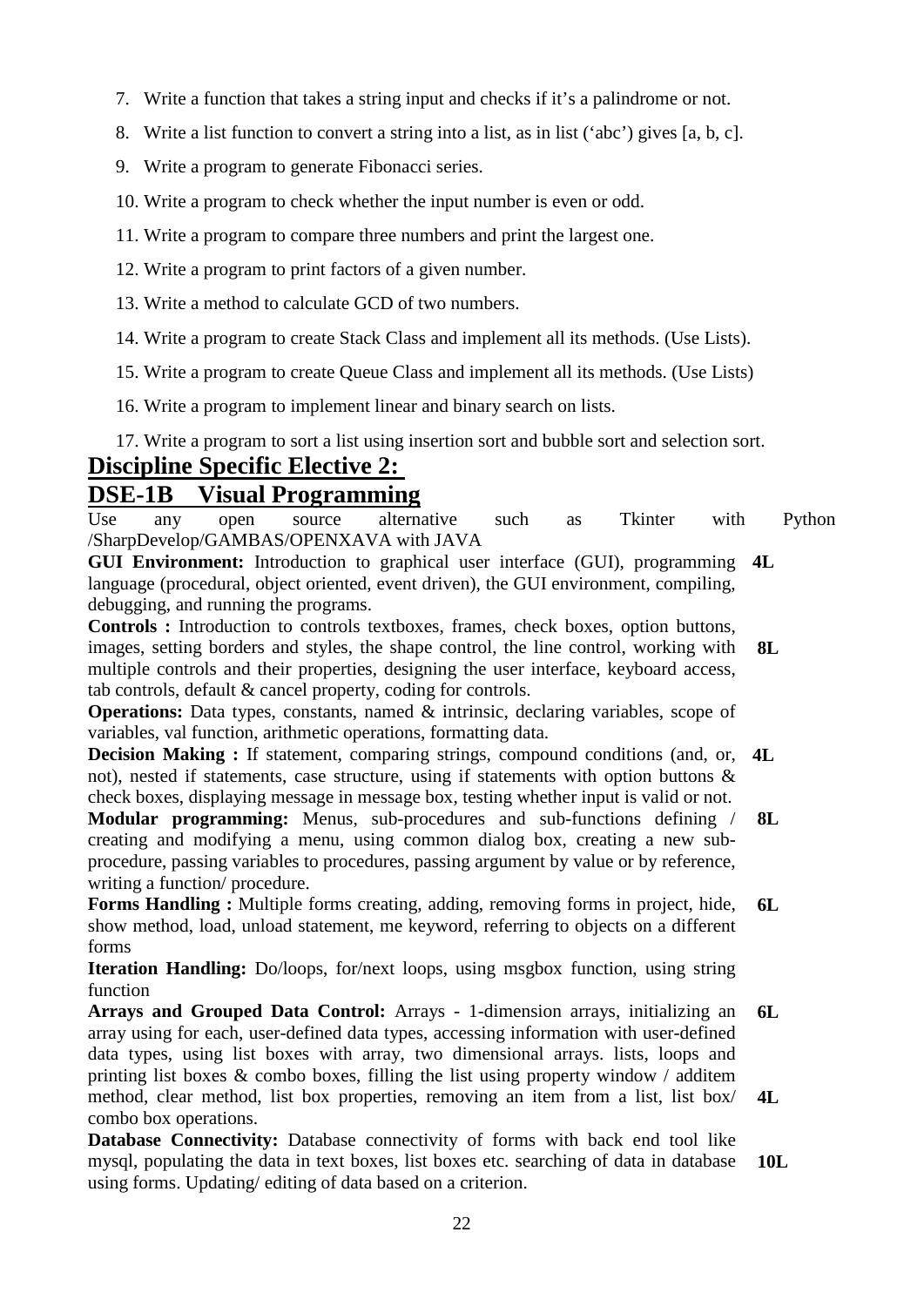7. Write a function that takes a string input and checks if it's a palindrome or not.
8. Write a list function to convert a string into a list, as in list ('abc') gives [a, b, c].
9. Write a program to generate Fibonacci series.
10. Write a program to check whether the input number is even or odd.
11. Write a program to compare three numbers and print the largest one.
12. Write a program to print factors of a given number.
13. Write a method to calculate GCD of two numbers.
14. Write a program to create Stack Class and implement all its methods. (Use Lists).
15. Write a program to create Queue Class and implement all its methods. (Use Lists)
16. Write a program to implement linear and binary search on lists.
17. Write a program to sort a list using insertion sort and bubble sort and selection sort.

## Discipline Specific Elective 2:

## DSE-1B Visual Programming

Use any open source alternative such as Tkinter with Python /SharpDevelop/GAMBAS/OPENXAVA with JAVA

**GUI Environment:** Introduction to graphical user interface (GUI), programming language (procedural, object oriented, event driven), the GUI environment, compiling, debugging, and running the programs. **4L**

**Controls :** Introduction to controls textboxes, frames, check boxes, option buttons, images, setting borders and styles, the shape control, the line control, working with multiple controls and their properties, designing the user interface, keyboard access, tab controls, default & cancel property, coding for controls. **8L**

**Operations:** Data types, constants, named & intrinsic, declaring variables, scope of variables, val function, arithmetic operations, formatting data.

**Decision Making :** If statement, comparing strings, compound conditions (and, or, not), nested if statements, case structure, using if statements with option buttons & check boxes, displaying message in message box, testing whether input is valid or not. **4L**

**Modular programming:** Menus, sub-procedures and sub-functions defining / creating and modifying a menu, using common dialog box, creating a new sub-procedure, passing variables to procedures, passing argument by value or by reference, writing a function/ procedure. **8L**

**Forms Handling :** Multiple forms creating, adding, removing forms in project, hide, show method, load, unload statement, me keyword, referring to objects on a different forms **6L**

**Iteration Handling:** Do/loops, for/next loops, using msgbox function, using string function

**Arrays and Grouped Data Control:** Arrays - 1-dimension arrays, initializing an array using for each, user-defined data types, accessing information with user-defined data types, using list boxes with array, two dimensional arrays. lists, loops and printing list boxes & combo boxes, filling the list using property window / additem method, clear method, list box properties, removing an item from a list, list box/ combo box operations. **6L** **4L**

**Database Connectivity:** Database connectivity of forms with back end tool like mysql, populating the data in text boxes, list boxes etc. searching of data in database using forms. Updating/ editing of data based on a criterion. **10L**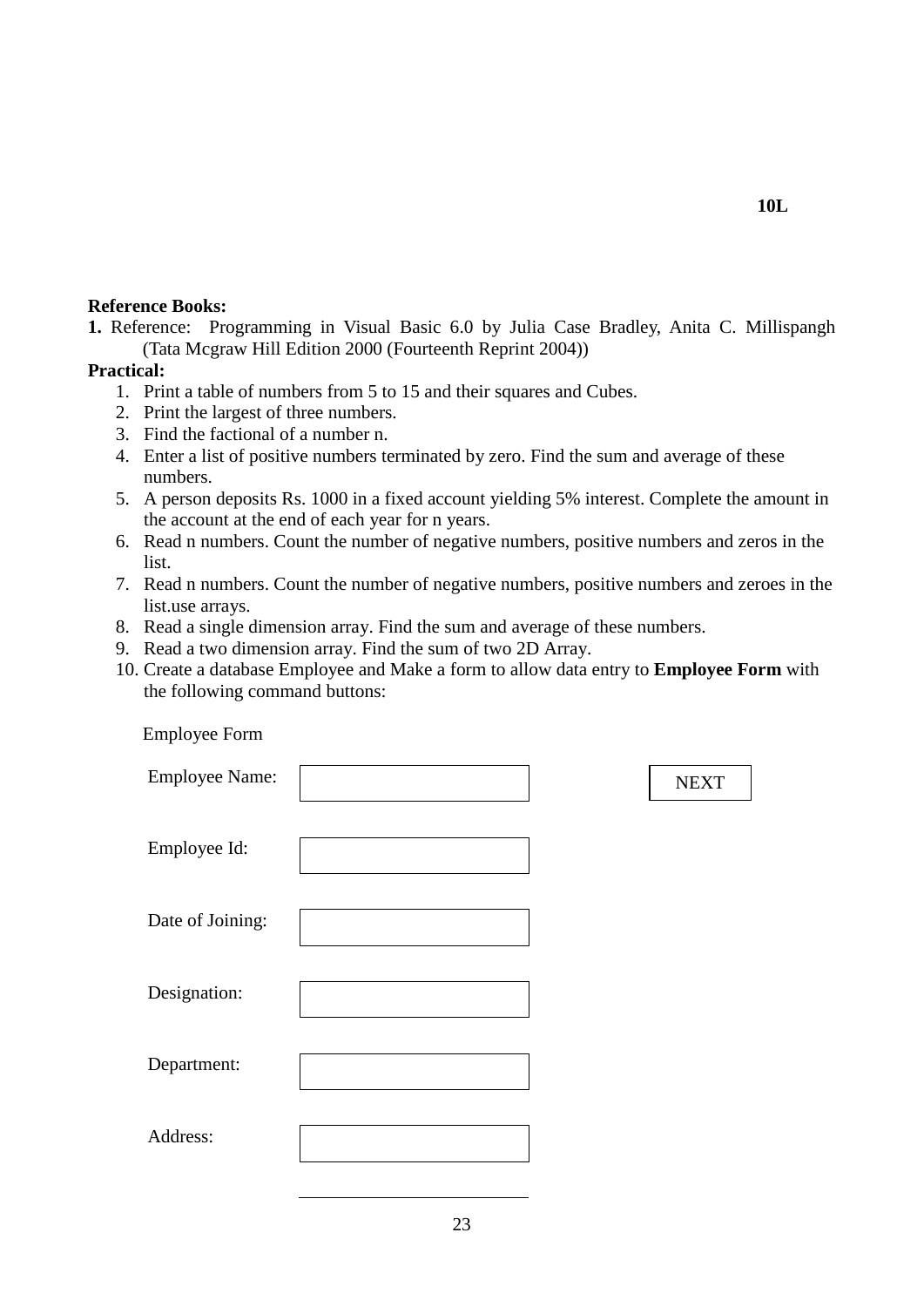**10L**

**Reference Books:**

**1.** Reference: Programming in Visual Basic 6.0 by Julia Case Bradley, Anita C. Millispangh (Tata Mcgraw Hill Edition 2000 (Fourteenth Reprint 2004))

**Practical:**

1. Print a table of numbers from 5 to 15 and their squares and Cubes.
2. Print the largest of three numbers.
3. Find the factional of a number n.
4. Enter a list of positive numbers terminated by zero. Find the sum and average of these numbers.
5. A person deposits Rs. 1000 in a fixed account yielding 5% interest. Complete the amount in the account at the end of each year for n years.
6. Read n numbers. Count the number of negative numbers, positive numbers and zeros in the list.
7. Read n numbers. Count the number of negative numbers, positive numbers and zeroes in the list.use arrays.
8. Read a single dimension array. Find the sum and average of these numbers.
9. Read a two dimension array. Find the sum of two 2D Array.
10. Create a database Employee and Make a form to allow data entry to **Employee Form** with the following command buttons:

Employee Form

| | | |
|---|---|---|
| Employee Name: | | NEXT |
| Employee Id: | | |
| Date of Joining: | | |
| Designation: | | |
| Department: | | |
| Address: | | |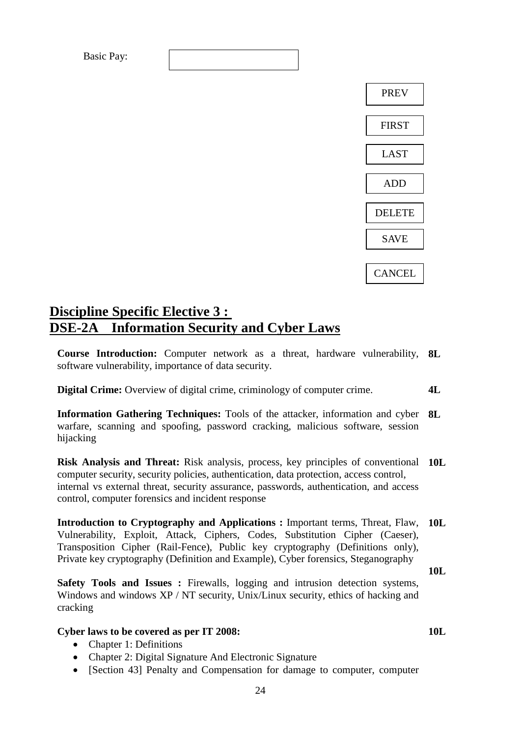Basic Pay: [ ]

PREV

FIRST

LAST

ADD

DELETE

SAVE

CANCEL

## Discipline Specific Elective 3 :
## DSE-2A Information Security and Cyber Laws

**Course Introduction:** Computer network as a threat, hardware vulnerability, software vulnerability, importance of data security. **8L**

**Digital Crime:** Overview of digital crime, criminology of computer crime. **4L**

**Information Gathering Techniques:** Tools of the attacker, information and cyber warfare, scanning and spoofing, password cracking, malicious software, session hijacking **8L**

**Risk Analysis and Threat:** Risk analysis, process, key principles of conventional computer security, security policies, authentication, data protection, access control, internal vs external threat, security assurance, passwords, authentication, and access control, computer forensics and incident response **10L**

**Introduction to Cryptography and Applications :** Important terms, Threat, Flaw, Vulnerability, Exploit, Attack, Ciphers, Codes, Substitution Cipher (Caeser), Transposition Cipher (Rail-Fence), Public key cryptography (Definitions only), Private key cryptography (Definition and Example), Cyber forensics, Steganography **10L**

**Safety Tools and Issues :** Firewalls, logging and intrusion detection systems, Windows and windows XP / NT security, Unix/Linux security, ethics of hacking and cracking **10L**

**Cyber laws to be covered as per IT 2008:** **10L**

- Chapter 1: Definitions
- Chapter 2: Digital Signature And Electronic Signature
- [Section 43] Penalty and Compensation for damage to computer, computer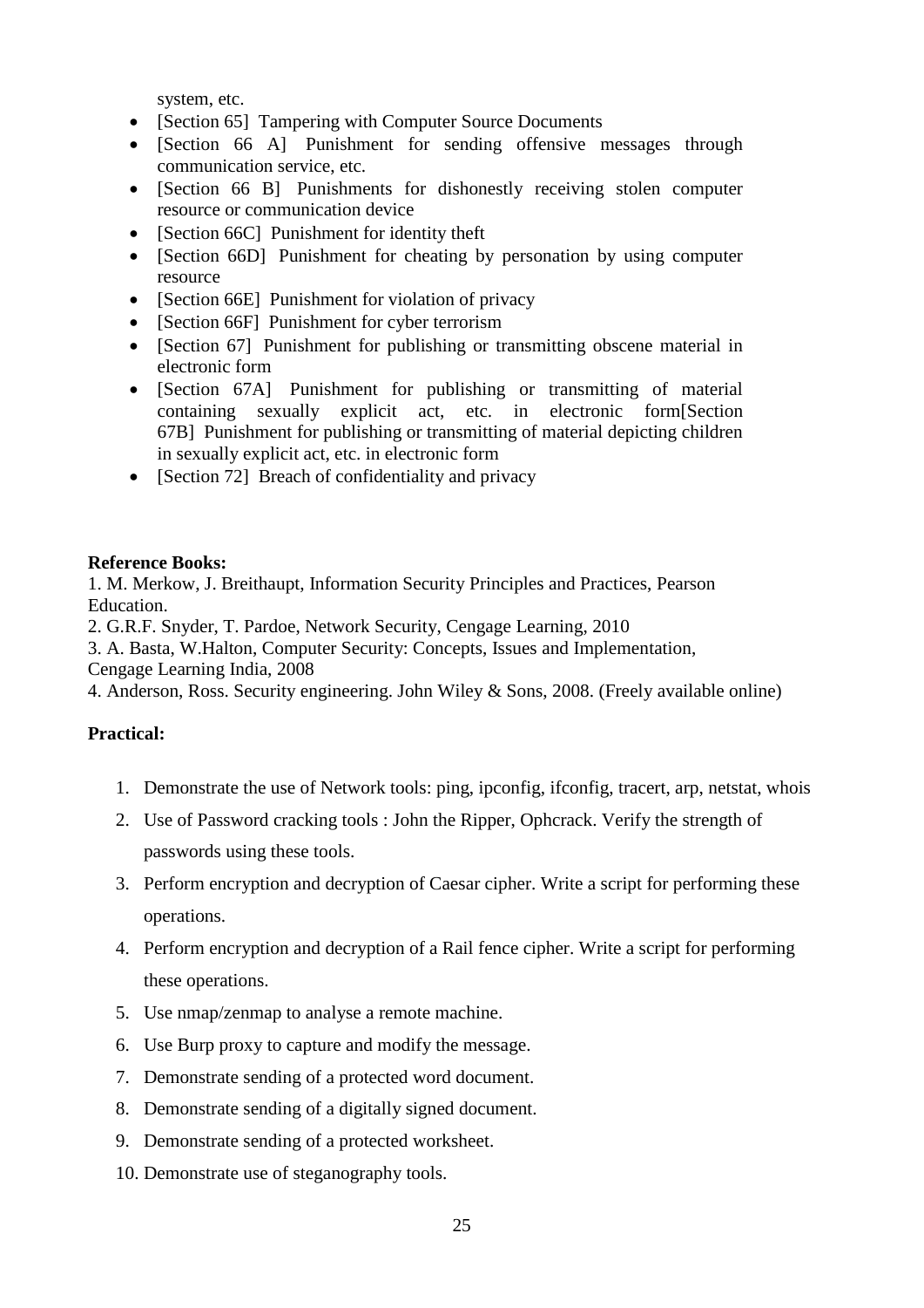system, etc.

- [Section 65] Tampering with Computer Source Documents
- [Section 66 A] Punishment for sending offensive messages through communication service, etc.
- [Section 66 B] Punishments for dishonestly receiving stolen computer resource or communication device
- [Section 66C] Punishment for identity theft
- [Section 66D] Punishment for cheating by personation by using computer resource
- [Section 66E] Punishment for violation of privacy
- [Section 66F] Punishment for cyber terrorism
- [Section 67] Punishment for publishing or transmitting obscene material in electronic form
- [Section 67A] Punishment for publishing or transmitting of material containing sexually explicit act, etc. in electronic form[Section 67B] Punishment for publishing or transmitting of material depicting children in sexually explicit act, etc. in electronic form
- [Section 72] Breach of confidentiality and privacy

**Reference Books:**

1. M. Merkow, J. Breithaupt, Information Security Principles and Practices, Pearson Education.
2. G.R.F. Snyder, T. Pardoe, Network Security, Cengage Learning, 2010
3. A. Basta, W.Halton, Computer Security: Concepts, Issues and Implementation, Cengage Learning India, 2008
4. Anderson, Ross. Security engineering. John Wiley & Sons, 2008. (Freely available online)

**Practical:**

1. Demonstrate the use of Network tools: ping, ipconfig, ifconfig, tracert, arp, netstat, whois
2. Use of Password cracking tools : John the Ripper, Ophcrack. Verify the strength of passwords using these tools.
3. Perform encryption and decryption of Caesar cipher. Write a script for performing these operations.
4. Perform encryption and decryption of a Rail fence cipher. Write a script for performing these operations.
5. Use nmap/zenmap to analyse a remote machine.
6. Use Burp proxy to capture and modify the message.
7. Demonstrate sending of a protected word document.
8. Demonstrate sending of a digitally signed document.
9. Demonstrate sending of a protected worksheet.
10. Demonstrate use of steganography tools.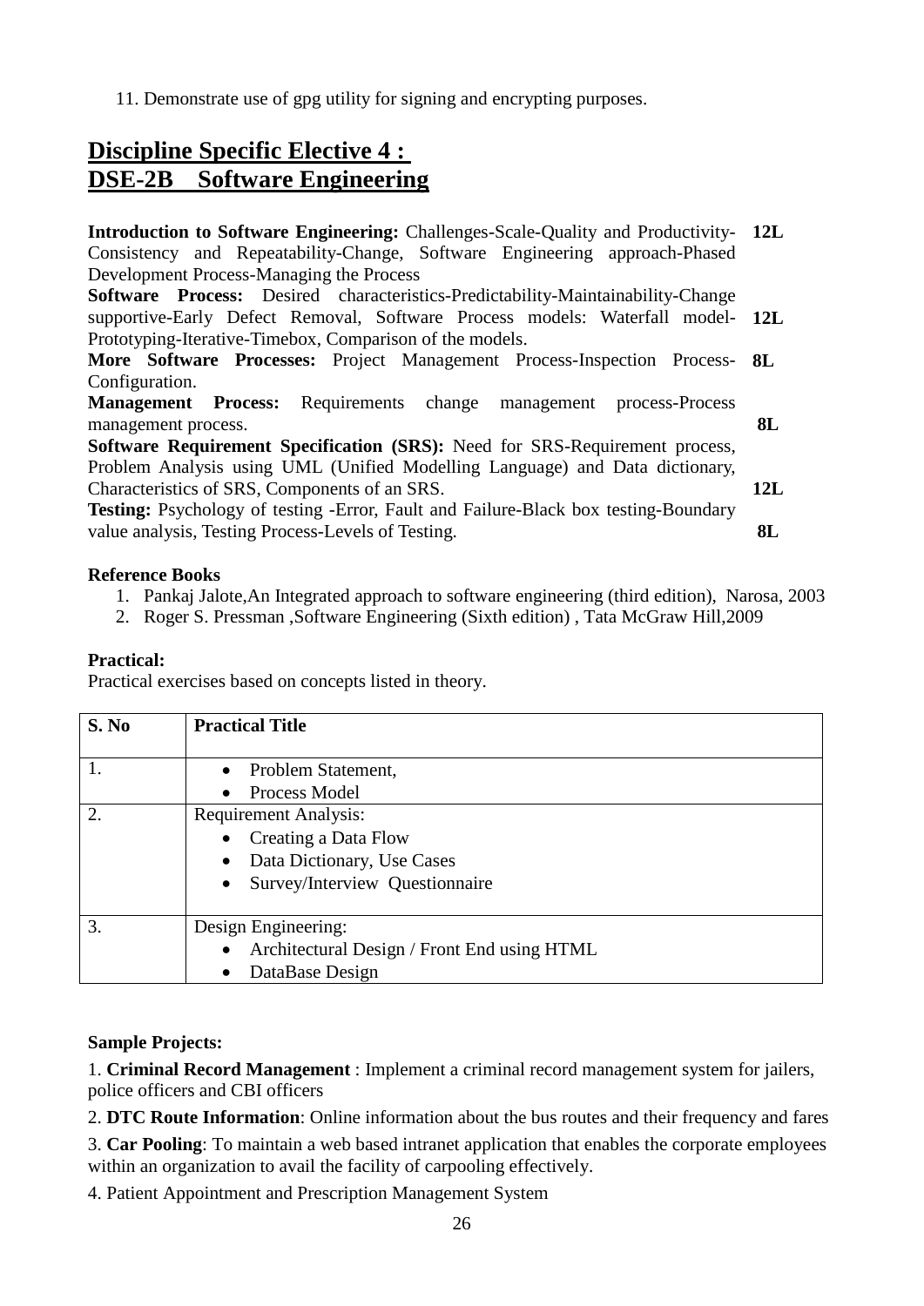11. Demonstrate use of gpg utility for signing and encrypting purposes.

## Discipline Specific Elective 4 :
## DSE-2B Software Engineering

| | |
|---|---|
| **Introduction to Software Engineering:** Challenges-Scale-Quality and Productivity-Consistency and Repeatability-Change, Software Engineering approach-Phased Development Process-Managing the Process | **12L** |
| **Software Process:** Desired characteristics-Predictability-Maintainability-Change supportive-Early Defect Removal, Software Process models: Waterfall model-Prototyping-Iterative-Timebox, Comparison of the models. | **12L** |
| **More Software Processes:** Project Management Process-Inspection Process-Configuration. | **8L** |
| **Management Process:** Requirements change management process-Process management process. | **8L** |
| **Software Requirement Specification (SRS):** Need for SRS-Requirement process, Problem Analysis using UML (Unified Modelling Language) and Data dictionary, Characteristics of SRS, Components of an SRS. | **12L** |
| **Testing:** Psychology of testing -Error, Fault and Failure-Black box testing-Boundary value analysis, Testing Process-Levels of Testing. | **8L** |

**Reference Books**

1. Pankaj Jalote,An Integrated approach to software engineering (third edition), Narosa, 2003
2. Roger S. Pressman ,Software Engineering (Sixth edition) , Tata McGraw Hill,2009

**Practical:**

Practical exercises based on concepts listed in theory.

| S. No | Practical Title |
|---|---|
| 1. | • Problem Statement,<br>• Process Model |
| 2. | Requirement Analysis:<br>• Creating a Data Flow<br>• Data Dictionary, Use Cases<br>• Survey/Interview Questionnaire |
| 3. | Design Engineering:<br>• Architectural Design / Front End using HTML<br>• DataBase Design |

**Sample Projects:**

1. **Criminal Record Management** : Implement a criminal record management system for jailers, police officers and CBI officers

2. **DTC Route Information**: Online information about the bus routes and their frequency and fares

3. **Car Pooling**: To maintain a web based intranet application that enables the corporate employees within an organization to avail the facility of carpooling effectively.

4. Patient Appointment and Prescription Management System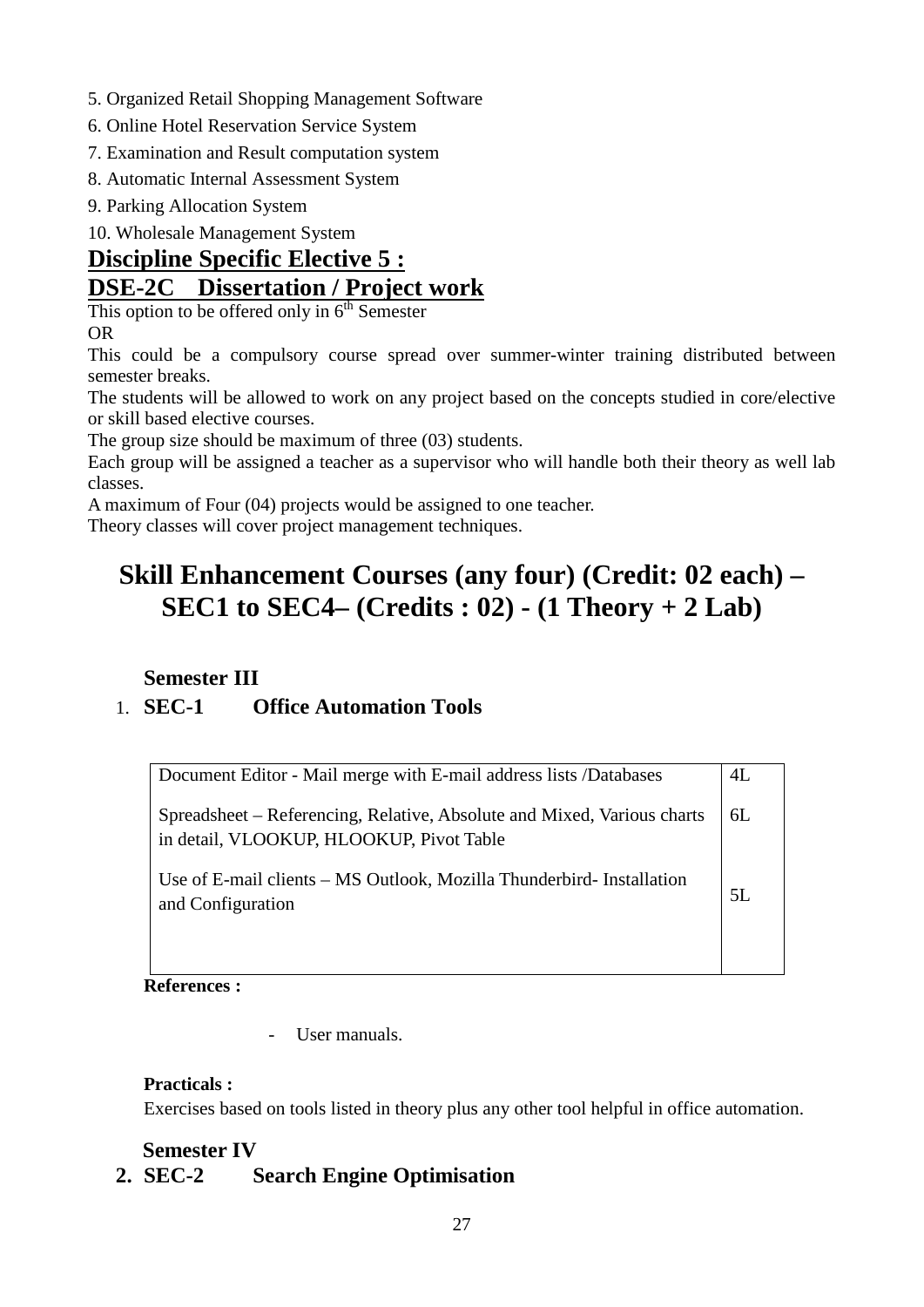5. Organized Retail Shopping Management Software

6. Online Hotel Reservation Service System

7. Examination and Result computation system

8. Automatic Internal Assessment System

9. Parking Allocation System

10. Wholesale Management System

## Discipline Specific Elective 5 :

## DSE-2C Dissertation / Project work

This option to be offered only in 6th Semester

OR

This could be a compulsory course spread over summer-winter training distributed between semester breaks.

The students will be allowed to work on any project based on the concepts studied in core/elective or skill based elective courses.

The group size should be maximum of three (03) students.

Each group will be assigned a teacher as a supervisor who will handle both their theory as well lab classes.

A maximum of Four (04) projects would be assigned to one teacher.

Theory classes will cover project management techniques.

# Skill Enhancement Courses (any four) (Credit: 02 each) – SEC1 to SEC4– (Credits : 02) - (1 Theory + 2 Lab)

### Semester III

### 1. SEC-1 Office Automation Tools

| | |
|---|---|
| Document Editor - Mail merge with E-mail address lists /Databases | 4L |
| Spreadsheet – Referencing, Relative, Absolute and Mixed, Various charts in detail, VLOOKUP, HLOOKUP, Pivot Table | 6L |
| Use of E-mail clients – MS Outlook, Mozilla Thunderbird- Installation and Configuration | 5L |

**References :**

- User manuals.

**Practicals :**

Exercises based on tools listed in theory plus any other tool helpful in office automation.

### Semester IV

### 2. SEC-2 Search Engine Optimisation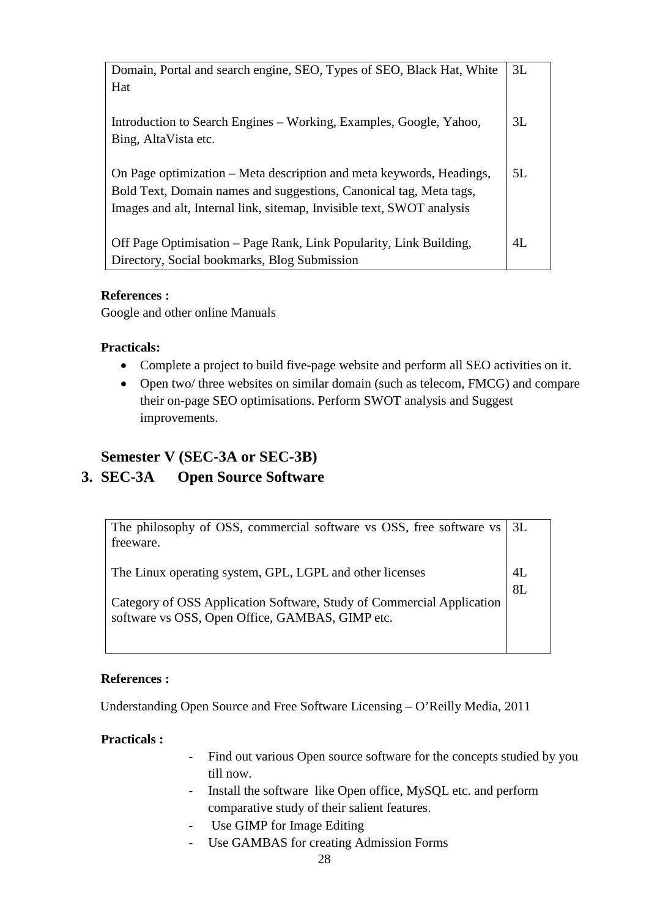| | |
|---|---|
| Domain, Portal and search engine, SEO, Types of SEO, Black Hat, White Hat | 3L |
| Introduction to Search Engines – Working, Examples, Google, Yahoo, Bing, AltaVista etc. | 3L |
| On Page optimization – Meta description and meta keywords, Headings, Bold Text, Domain names and suggestions, Canonical tag, Meta tags, Images and alt, Internal link, sitemap, Invisible text, SWOT analysis | 5L |
| Off Page Optimisation – Page Rank, Link Popularity, Link Building, Directory, Social bookmarks, Blog Submission | 4L |

**References :**

Google and other online Manuals

**Practicals:**

- Complete a project to build five-page website and perform all SEO activities on it.
- Open two/ three websites on similar domain (such as telecom, FMCG) and compare their on-page SEO optimisations. Perform SWOT analysis and Suggest improvements.

## Semester V (SEC-3A or SEC-3B)

## 3. SEC-3A Open Source Software

| | |
|---|---|
| The philosophy of OSS, commercial software vs OSS, free software vs freeware. | 3L |
| The Linux operating system, GPL, LGPL and other licenses | 4L |
| Category of OSS Application Software, Study of Commercial Application software vs OSS, Open Office, GAMBAS, GIMP etc. | 8L |

**References :**

Understanding Open Source and Free Software Licensing – O'Reilly Media, 2011

**Practicals :**

- Find out various Open source software for the concepts studied by you till now.
- Install the software like Open office, MySQL etc. and perform comparative study of their salient features.
- Use GIMP for Image Editing
- Use GAMBAS for creating Admission Forms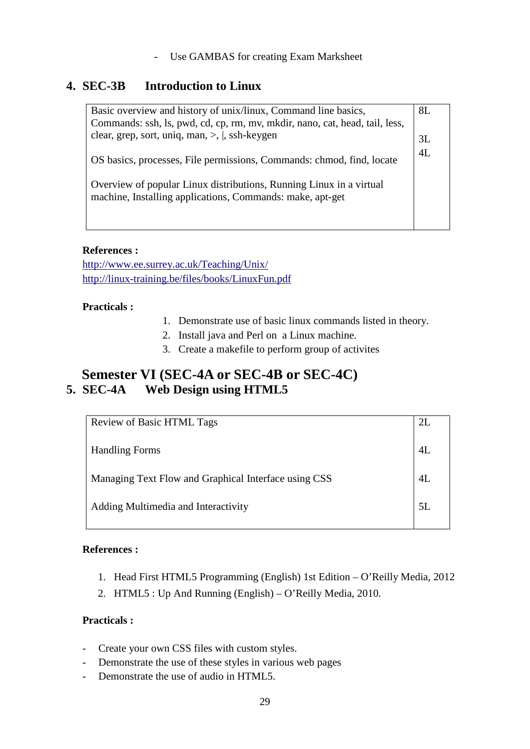- Use GAMBAS for creating Exam Marksheet

## 4. SEC-3B Introduction to Linux

| | |
|---|---|
| Basic overview and history of unix/linux, Command line basics, Commands: ssh, ls, pwd, cd, cp, rm, mv, mkdir, nano, cat, head, tail, less, clear, grep, sort, uniq, man, >, \|, ssh-keygen | 8L |
| OS basics, processes, File permissions, Commands: chmod, find, locate | 3L |
| Overview of popular Linux distributions, Running Linux in a virtual machine, Installing applications, Commands: make, apt-get | 4L |

**References :**

http://www.ee.surrey.ac.uk/Teaching/Unix/
http://linux-training.be/files/books/LinuxFun.pdf

**Practicals :**

1. Demonstrate use of basic linux commands listed in theory.
2. Install java and Perl on a Linux machine.
3. Create a makefile to perform group of activites

## Semester VI (SEC-4A or SEC-4B or SEC-4C)

## 5. SEC-4A Web Design using HTML5

| | |
|---|---|
| Review of Basic HTML Tags | 2L |
| Handling Forms | 4L |
| Managing Text Flow and Graphical Interface using CSS | 4L |
| Adding Multimedia and Interactivity | 5L |

**References :**

1. Head First HTML5 Programming (English) 1st Edition – O'Reilly Media, 2012
2. HTML5 : Up And Running (English) – O'Reilly Media, 2010.

**Practicals :**

- Create your own CSS files with custom styles.
- Demonstrate the use of these styles in various web pages
- Demonstrate the use of audio in HTML5.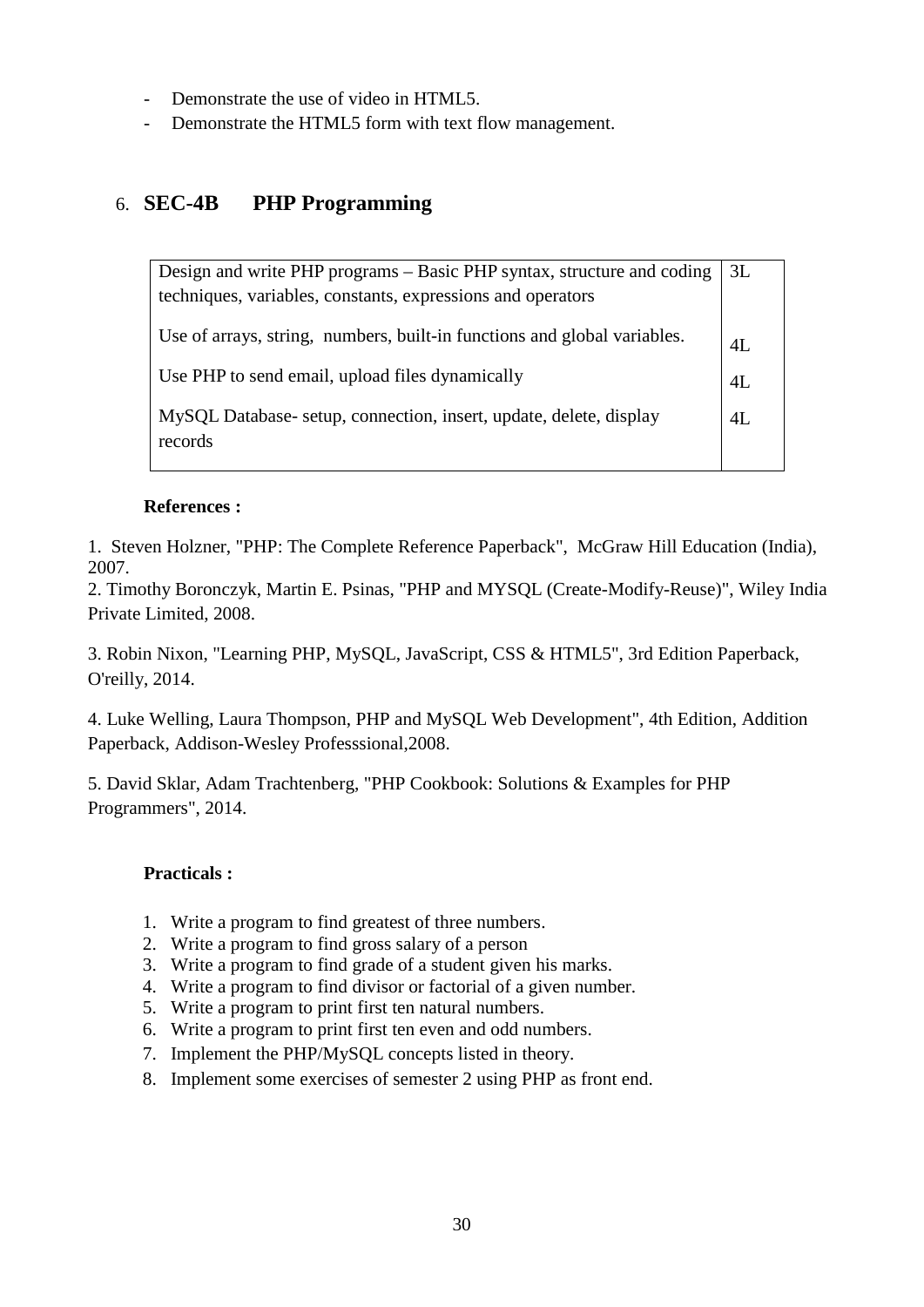- Demonstrate the use of video in HTML5.
- Demonstrate the HTML5 form with text flow management.

## 6. SEC-4B PHP Programming

| | |
|---|---|
| Design and write PHP programs – Basic PHP syntax, structure and coding techniques, variables, constants, expressions and operators | 3L |
| Use of arrays, string, numbers, built-in functions and global variables. | 4L |
| Use PHP to send email, upload files dynamically | 4L |
| MySQL Database- setup, connection, insert, update, delete, display records | 4L |

**References :**

1. Steven Holzner, "PHP: The Complete Reference Paperback", McGraw Hill Education (India), 2007.
2. Timothy Boronczyk, Martin E. Psinas, "PHP and MYSQL (Create-Modify-Reuse)", Wiley India Private Limited, 2008.
3. Robin Nixon, "Learning PHP, MySQL, JavaScript, CSS & HTML5", 3rd Edition Paperback, O'reilly, 2014.
4. Luke Welling, Laura Thompson, PHP and MySQL Web Development", 4th Edition, Addition Paperback, Addison-Wesley Professsional,2008.
5. David Sklar, Adam Trachtenberg, "PHP Cookbook: Solutions & Examples for PHP Programmers", 2014.

**Practicals :**

1. Write a program to find greatest of three numbers.
2. Write a program to find gross salary of a person
3. Write a program to find grade of a student given his marks.
4. Write a program to find divisor or factorial of a given number.
5. Write a program to print first ten natural numbers.
6. Write a program to print first ten even and odd numbers.
7. Implement the PHP/MySQL concepts listed in theory.
8. Implement some exercises of semester 2 using PHP as front end.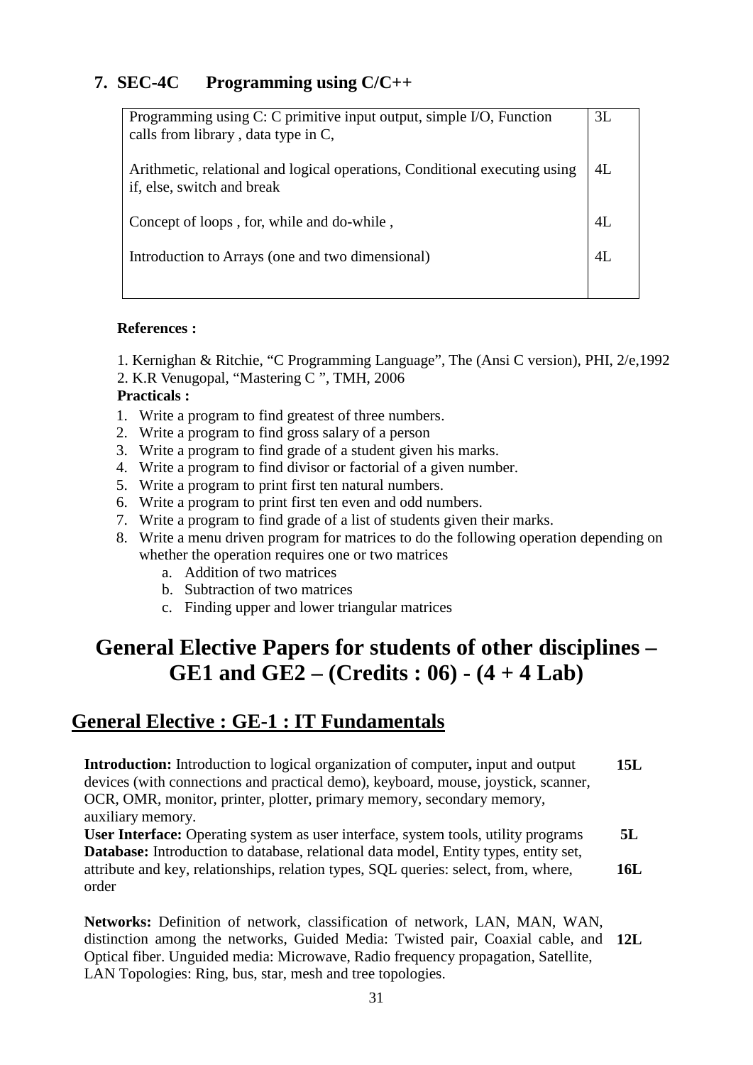## 7. SEC-4C Programming using C/C++

| | |
|---|---|
| Programming using C: C primitive input output, simple I/O, Function calls from library , data type in C, | 3L |
| Arithmetic, relational and logical operations, Conditional executing using if, else, switch and break | 4L |
| Concept of loops , for, while and do-while , | 4L |
| Introduction to Arrays (one and two dimensional) | 4L |

**References :**

1. Kernighan & Ritchie, "C Programming Language", The (Ansi C version), PHI, 2/e,1992
2. K.R Venugopal, "Mastering C ", TMH, 2006

**Practicals :**

1. Write a program to find greatest of three numbers.
2. Write a program to find gross salary of a person
3. Write a program to find grade of a student given his marks.
4. Write a program to find divisor or factorial of a given number.
5. Write a program to print first ten natural numbers.
6. Write a program to print first ten even and odd numbers.
7. Write a program to find grade of a list of students given their marks.
8. Write a menu driven program for matrices to do the following operation depending on whether the operation requires one or two matrices
   a. Addition of two matrices
   b. Subtraction of two matrices
   c. Finding upper and lower triangular matrices

# General Elective Papers for students of other disciplines – GE1 and GE2 – (Credits : 06) - (4 + 4 Lab)

## General Elective : GE-1 : IT Fundamentals

| | |
|---|---|
| **Introduction:** Introduction to logical organization of computer**,** input and output devices (with connections and practical demo), keyboard, mouse, joystick, scanner, OCR, OMR, monitor, printer, plotter, primary memory, secondary memory, auxiliary memory. | **15L** |
| **User Interface:** Operating system as user interface, system tools, utility programs | **5L** |
| **Database:** Introduction to database, relational data model, Entity types, entity set, attribute and key, relationships, relation types, SQL queries: select, from, where, order | **16L** |
| **Networks:** Definition of network, classification of network, LAN, MAN, WAN, distinction among the networks, Guided Media: Twisted pair, Coaxial cable, and Optical fiber. Unguided media: Microwave, Radio frequency propagation, Satellite, LAN Topologies: Ring, bus, star, mesh and tree topologies. | **12L** |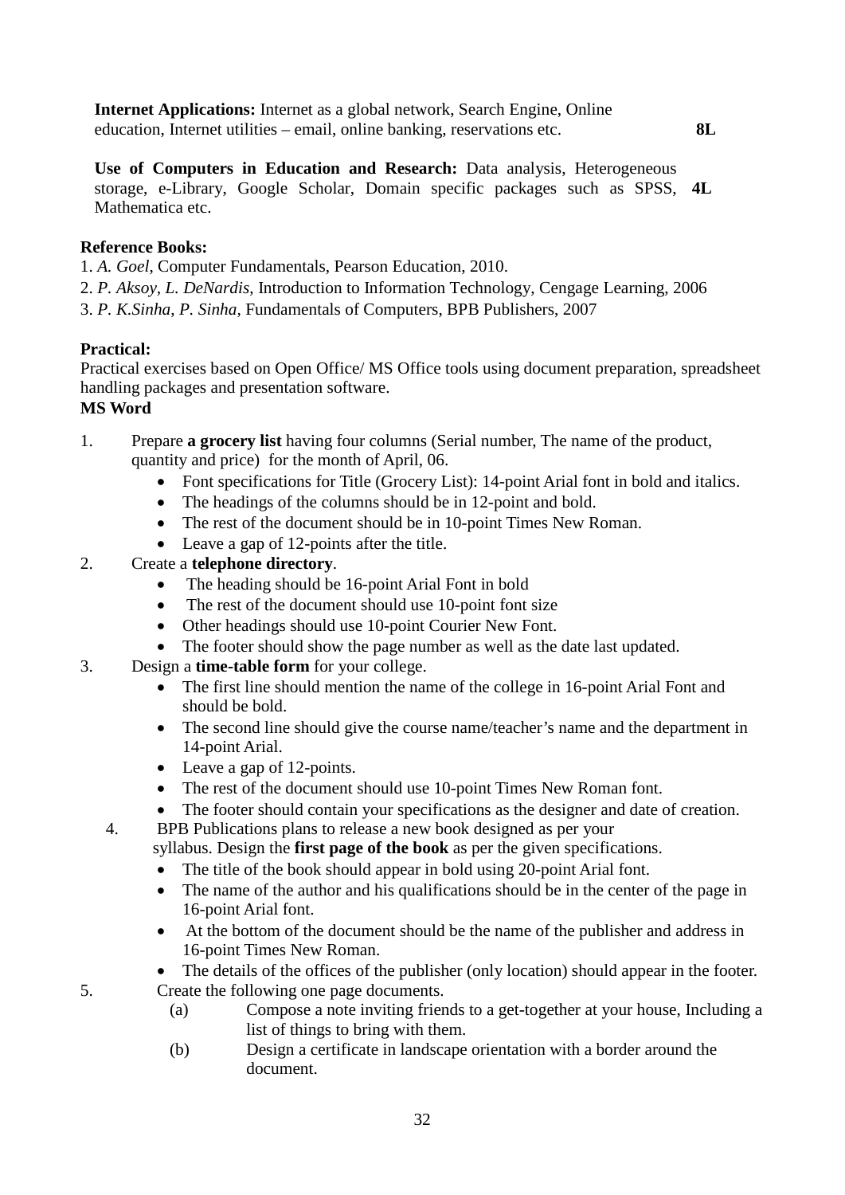**Internet Applications:** Internet as a global network, Search Engine, Online education, Internet utilities – email, online banking, reservations etc. **8L**

**Use of Computers in Education and Research:** Data analysis, Heterogeneous storage, e-Library, Google Scholar, Domain specific packages such as SPSS, Mathematica etc. **4L**

**Reference Books:**

1. *A. Goel*, Computer Fundamentals, Pearson Education, 2010.
2. *P. Aksoy*, *L. DeNardis*, Introduction to Information Technology, Cengage Learning, 2006
3. *P. K.Sinha*, *P. Sinha*, Fundamentals of Computers, BPB Publishers, 2007

**Practical:**

Practical exercises based on Open Office/ MS Office tools using document preparation, spreadsheet handling packages and presentation software.

**MS Word**

1. Prepare **a grocery list** having four columns (Serial number, The name of the product, quantity and price) for the month of April, 06.
   - Font specifications for Title (Grocery List): 14-point Arial font in bold and italics.
   - The headings of the columns should be in 12-point and bold.
   - The rest of the document should be in 10-point Times New Roman.
   - Leave a gap of 12-points after the title.
2. Create a **telephone directory**.
   - The heading should be 16-point Arial Font in bold
   - The rest of the document should use 10-point font size
   - Other headings should use 10-point Courier New Font.
   - The footer should show the page number as well as the date last updated.
3. Design a **time-table form** for your college.
   - The first line should mention the name of the college in 16-point Arial Font and should be bold.
   - The second line should give the course name/teacher's name and the department in 14-point Arial.
   - Leave a gap of 12-points.
   - The rest of the document should use 10-point Times New Roman font.
   - The footer should contain your specifications as the designer and date of creation.
4. BPB Publications plans to release a new book designed as per your syllabus. Design the **first page of the book** as per the given specifications.
   - The title of the book should appear in bold using 20-point Arial font.
   - The name of the author and his qualifications should be in the center of the page in 16-point Arial font.
   - At the bottom of the document should be the name of the publisher and address in 16-point Times New Roman.
   - The details of the offices of the publisher (only location) should appear in the footer.
5. Create the following one page documents.
   - (a) Compose a note inviting friends to a get-together at your house, Including a list of things to bring with them.
   - (b) Design a certificate in landscape orientation with a border around the document.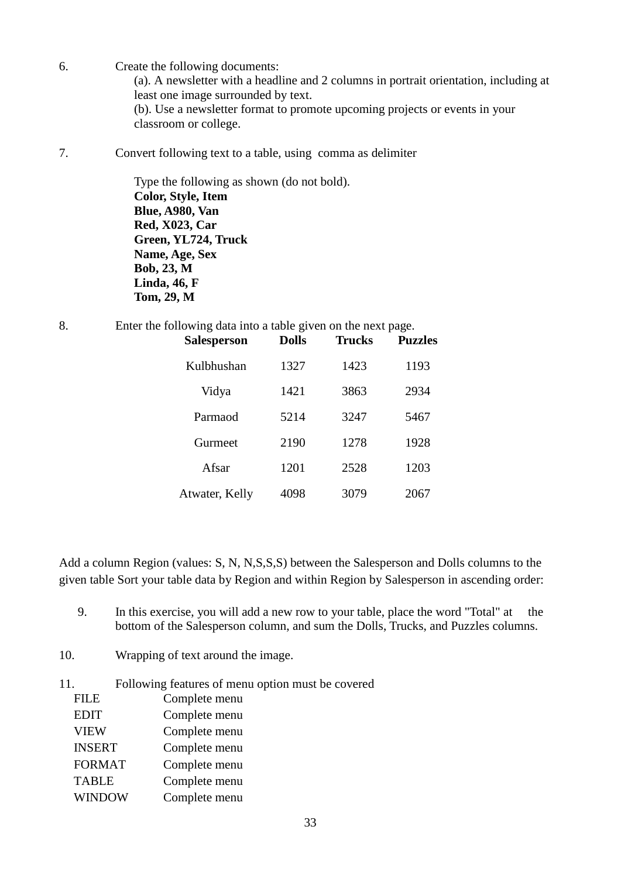6. Create the following documents:
   (a). A newsletter with a headline and 2 columns in portrait orientation, including at least one image surrounded by text.
   (b). Use a newsletter format to promote upcoming projects or events in your classroom or college.

7. Convert following text to a table, using comma as delimiter

   Type the following as shown (do not bold).
   **Color, Style, Item**
   **Blue, A980, Van**
   **Red, X023, Car**
   **Green, YL724, Truck**
   **Name, Age, Sex**
   **Bob, 23, M**
   **Linda, 46, F**
   **Tom, 29, M**

8. Enter the following data into a table given on the next page.

| Salesperson | Dolls | Trucks | Puzzles |
|---|---|---|---|
| Kulbhushan | 1327 | 1423 | 1193 |
| Vidya | 1421 | 3863 | 2934 |
| Parmaod | 5214 | 3247 | 5467 |
| Gurmeet | 2190 | 1278 | 1928 |
| Afsar | 1201 | 2528 | 1203 |
| Atwater, Kelly | 4098 | 3079 | 2067 |

Add a column Region (values: S, N, N,S,S,S) between the Salesperson and Dolls columns to the given table Sort your table data by Region and within Region by Salesperson in ascending order:

9. In this exercise, you will add a new row to your table, place the word "Total" at the bottom of the Salesperson column, and sum the Dolls, Trucks, and Puzzles columns.

10. Wrapping of text around the image.

11. Following features of menu option must be covered

| | |
|---|---|
| FILE | Complete menu |
| EDIT | Complete menu |
| VIEW | Complete menu |
| INSERT | Complete menu |
| FORMAT | Complete menu |
| TABLE | Complete menu |
| WINDOW | Complete menu |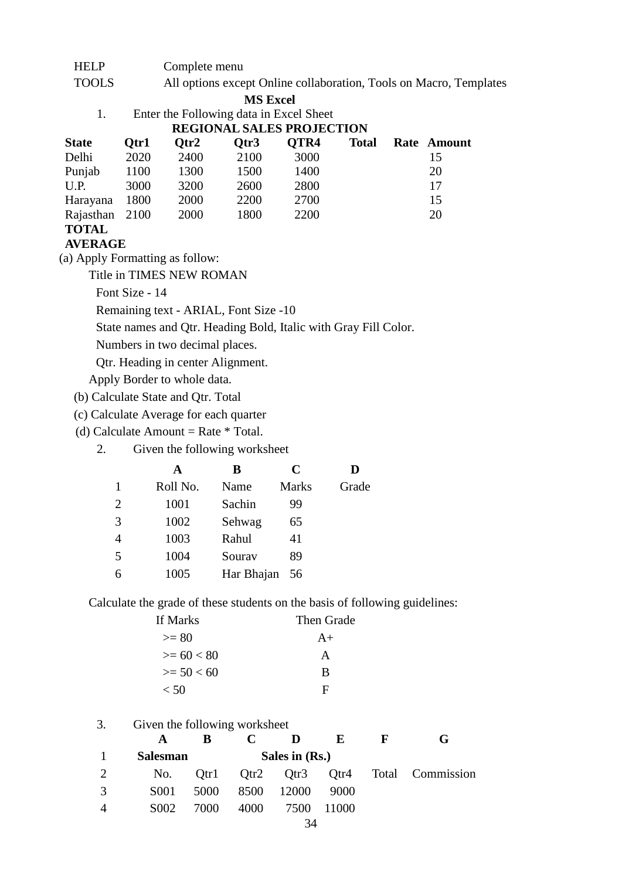| | |
|---|---|
| HELP | Complete menu |
| TOOLS | All options except Online collaboration, Tools on Macro, Templates |

## MS Excel

1. Enter the Following data in Excel Sheet

**REGIONAL SALES PROJECTION**

| **State** | **Qtr1** | **Qtr2** | **Qtr3** | **QTR4** | **Total** | **Rate** | **Amount** |
|---|---|---|---|---|---|---|---|
| Delhi | 2020 | 2400 | 2100 | 3000 | | | 15 |
| Punjab | 1100 | 1300 | 1500 | 1400 | | | 20 |
| U.P. | 3000 | 3200 | 2600 | 2800 | | | 17 |
| Harayana | 1800 | 2000 | 2200 | 2700 | | | 15 |
| Rajasthan | 2100 | 2000 | 1800 | 2200 | | | 20 |
| **TOTAL** | | | | | | | |
| **AVERAGE** | | | | | | | |

(a) Apply Formatting as follow:

Title in TIMES NEW ROMAN

Font Size - 14

Remaining text - ARIAL, Font Size -10

State names and Qtr. Heading Bold, Italic with Gray Fill Color.

Numbers in two decimal places.

Qtr. Heading in center Alignment.

Apply Border to whole data.

(b) Calculate State and Qtr. Total

(c) Calculate Average for each quarter

(d) Calculate Amount = Rate * Total.

2. Given the following worksheet

| | **A** | **B** | **C** | **D** |
|---|---|---|---|---|
| 1 | Roll No. | Name | Marks | Grade |
| 2 | 1001 | Sachin | 99 | |
| 3 | 1002 | Sehwag | 65 | |
| 4 | 1003 | Rahul | 41 | |
| 5 | 1004 | Sourav | 89 | |
| 6 | 1005 | Har Bhajan | 56 | |

Calculate the grade of these students on the basis of following guidelines:

| If Marks | Then Grade |
|---|---|
| >= 80 | A+ |
| >= 60 < 80 | A |
| >= 50 < 60 | B |
| < 50 | F |

3. Given the following worksheet

| | **A** | **B** | **C** | **D** | **E** | **F** | **G** |
|---|---|---|---|---|---|---|---|
| 1 | **Salesman** | | | **Sales in (Rs.)** | | | |
| 2 | No. | Qtr1 | Qtr2 | Qtr3 | Qtr4 | Total | Commission |
| 3 | S001 | 5000 | 8500 | 12000 | 9000 | | |
| 4 | S002 | 7000 | 4000 | 7500 | 11000 | | |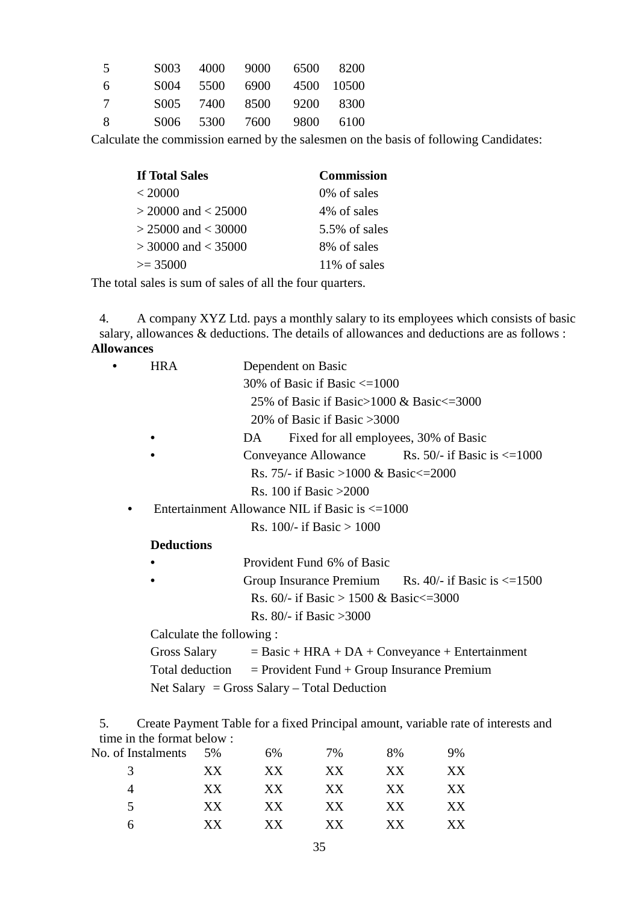| | | | | | |
|---|---|---|---|---|---|
| 5 | S003 | 4000 | 9000 | 6500 | 8200 |
| 6 | S004 | 5500 | 6900 | 4500 | 10500 |
| 7 | S005 | 7400 | 8500 | 9200 | 8300 |
| 8 | S006 | 5300 | 7600 | 9800 | 6100 |

Calculate the commission earned by the salesmen on the basis of following Candidates:

| **If Total Sales** | **Commission** |
|---|---|
| < 20000 | 0% of sales |
| > 20000 and < 25000 | 4% of sales |
| > 25000 and < 30000 | 5.5% of sales |
| > 30000 and < 35000 | 8% of sales |
| >= 35000 | 11% of sales |

The total sales is sum of sales of all the four quarters.

4. A company XYZ Ltd. pays a monthly salary to its employees which consists of basic salary, allowances & deductions. The details of allowances and deductions are as follows :

**Allowances**

- HRA Dependent on Basic
  - 30% of Basic if Basic <=1000
  - 25% of Basic if Basic>1000 & Basic<=3000
  - 20% of Basic if Basic >3000
- DA Fixed for all employees, 30% of Basic
- Conveyance Allowance Rs. 50/- if Basic is <=1000
  - Rs. 75/- if Basic >1000 & Basic<=2000
  - Rs. 100 if Basic >2000
- Entertainment Allowance NIL if Basic is <=1000
  - Rs. 100/- if Basic > 1000

**Deductions**

- Provident Fund 6% of Basic
- Group Insurance Premium Rs. 40/- if Basic is <=1500
  - Rs. 60/- if Basic > 1500 & Basic<=3000
  - Rs. 80/- if Basic >3000

Calculate the following :

Gross Salary = Basic + HRA + DA + Conveyance + Entertainment

Total deduction = Provident Fund + Group Insurance Premium

Net Salary = Gross Salary – Total Deduction

5. Create Payment Table for a fixed Principal amount, variable rate of interests and time in the format below :

| No. of Instalments | 5% | 6% | 7% | 8% | 9% |
|---|---|---|---|---|---|
| 3 | XX | XX | XX | XX | XX |
| 4 | XX | XX | XX | XX | XX |
| 5 | XX | XX | XX | XX | XX |
| 6 | XX | XX | XX | XX | XX |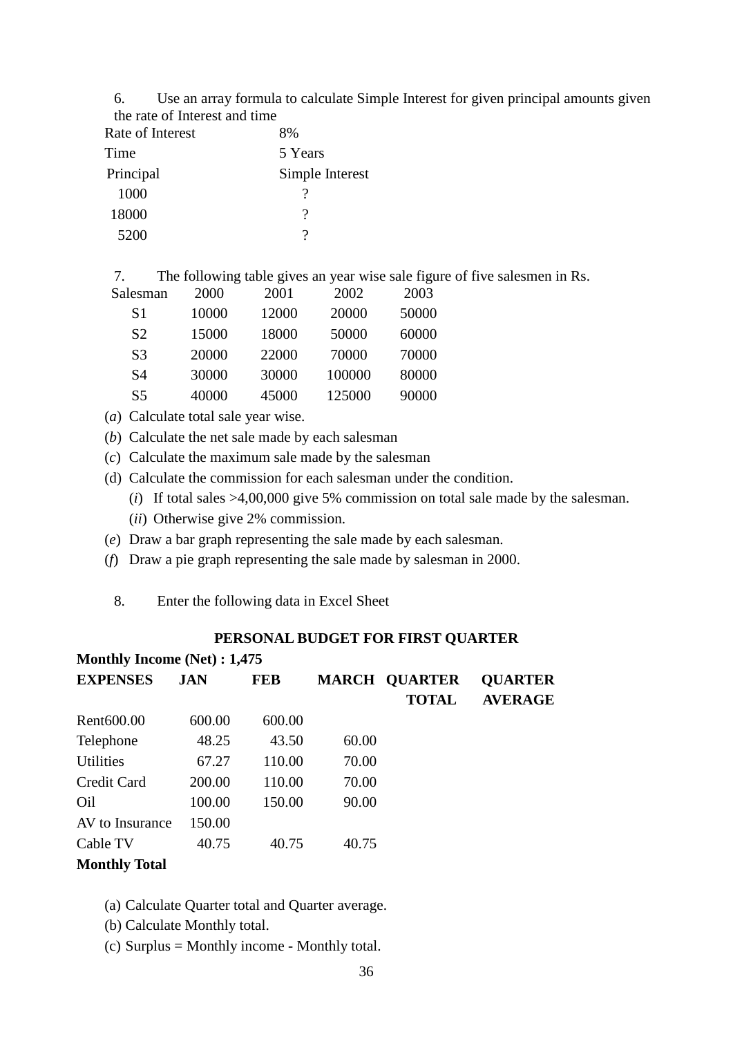6. Use an array formula to calculate Simple Interest for given principal amounts given the rate of Interest and time

| Rate of Interest | 8% |
|---|---|
| Time | 5 Years |
| **Principal** | **Simple Interest** |
| 1000 | ? |
| 18000 | ? |
| 5200 | ? |

7. The following table gives an year wise sale figure of five salesmen in Rs.

| Salesman | 2000 | 2001 | 2002 | 2003 |
|---|---|---|---|---|
| S1 | 10000 | 12000 | 20000 | 50000 |
| S2 | 15000 | 18000 | 50000 | 60000 |
| S3 | 20000 | 22000 | 70000 | 70000 |
| S4 | 30000 | 30000 | 100000 | 80000 |
| S5 | 40000 | 45000 | 125000 | 90000 |

(*a*) Calculate total sale year wise.

(*b*) Calculate the net sale made by each salesman

(*c*) Calculate the maximum sale made by the salesman

(d) Calculate the commission for each salesman under the condition.

  (*i*) If total sales >4,00,000 give 5% commission on total sale made by the salesman.

  (*ii*) Otherwise give 2% commission.

(*e*) Draw a bar graph representing the sale made by each salesman.

(*f*) Draw a pie graph representing the sale made by salesman in 2000.

8. Enter the following data in Excel Sheet

**PERSONAL BUDGET FOR FIRST QUARTER**

**Monthly Income (Net) : 1,475**

| **EXPENSES** | **JAN** | **FEB** | **MARCH** | **QUARTER TOTAL** | **QUARTER AVERAGE** |
|---|---|---|---|---|---|
| Rent600.00 | 600.00 | 600.00 | | | |
| Telephone | 48.25 | 43.50 | 60.00 | | |
| Utilities | 67.27 | 110.00 | 70.00 | | |
| Credit Card | 200.00 | 110.00 | 70.00 | | |
| Oil | 100.00 | 150.00 | 90.00 | | |
| AV to Insurance | 150.00 | | | | |
| Cable TV | 40.75 | 40.75 | 40.75 | | |
| **Monthly Total** | | | | | |

(a) Calculate Quarter total and Quarter average.

(b) Calculate Monthly total.

(c) Surplus = Monthly income - Monthly total.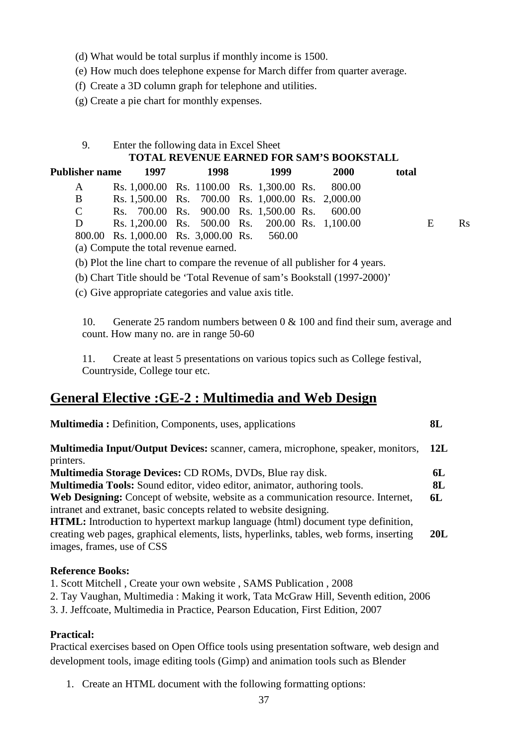(d) What would be total surplus if monthly income is 1500.

(e) How much does telephone expense for March differ from quarter average.

(f) Create a 3D column graph for telephone and utilities.

(g) Create a pie chart for monthly expenses.

9. Enter the following data in Excel Sheet

**TOTAL REVENUE EARNED FOR SAM'S BOOKSTALL**

| Publisher name | 1997 | 1998 | 1999 | 2000 | total |
|---|---|---|---|---|---|
| A | Rs. 1,000.00 | Rs. 1100.00 | Rs. 1,300.00 | Rs. 800.00 | |
| B | Rs. 1,500.00 | Rs. 700.00 | Rs. 1,000.00 | Rs. 2,000.00 | |
| C | Rs. 700.00 | Rs. 900.00 | Rs. 1,500.00 | Rs. 600.00 | |
| D | Rs. 1,200.00 | Rs. 500.00 | Rs. 200.00 | Rs. 1,100.00 | |
| E | Rs 800.00 | Rs. 1,000.00 | Rs. 3,000.00 | Rs. 560.00 | |

(a) Compute the total revenue earned.

(b) Plot the line chart to compare the revenue of all publisher for 4 years.

(b) Chart Title should be 'Total Revenue of sam's Bookstall (1997-2000)'

(c) Give appropriate categories and value axis title.

10. Generate 25 random numbers between 0 & 100 and find their sum, average and count. How many no. are in range 50-60

11. Create at least 5 presentations on various topics such as College festival, Countryside, College tour etc.

## General Elective :GE-2 : Multimedia and Web Design

| | |
|---|---|
| **Multimedia :** Definition, Components, uses, applications | **8L** |
| **Multimedia Input/Output Devices:** scanner, camera, microphone, speaker, monitors, printers. | **12L** |
| **Multimedia Storage Devices:** CD ROMs, DVDs, Blue ray disk. | **6L** |
| **Multimedia Tools:** Sound editor, video editor, animator, authoring tools. | **8L** |
| **Web Designing:** Concept of website, website as a communication resource. Internet, intranet and extranet, basic concepts related to website designing. | **6L** |
| **HTML:** Introduction to hypertext markup language (html) document type definition, creating web pages, graphical elements, lists, hyperlinks, tables, web forms, inserting images, frames, use of CSS | **20L** |

**Reference Books:**

1. Scott Mitchell , Create your own website , SAMS Publication , 2008
2. Tay Vaughan, Multimedia : Making it work, Tata McGraw Hill, Seventh edition, 2006
3. J. Jeffcoate, Multimedia in Practice, Pearson Education, First Edition, 2007

**Practical:**

Practical exercises based on Open Office tools using presentation software, web design and development tools, image editing tools (Gimp) and animation tools such as Blender

1. Create an HTML document with the following formatting options: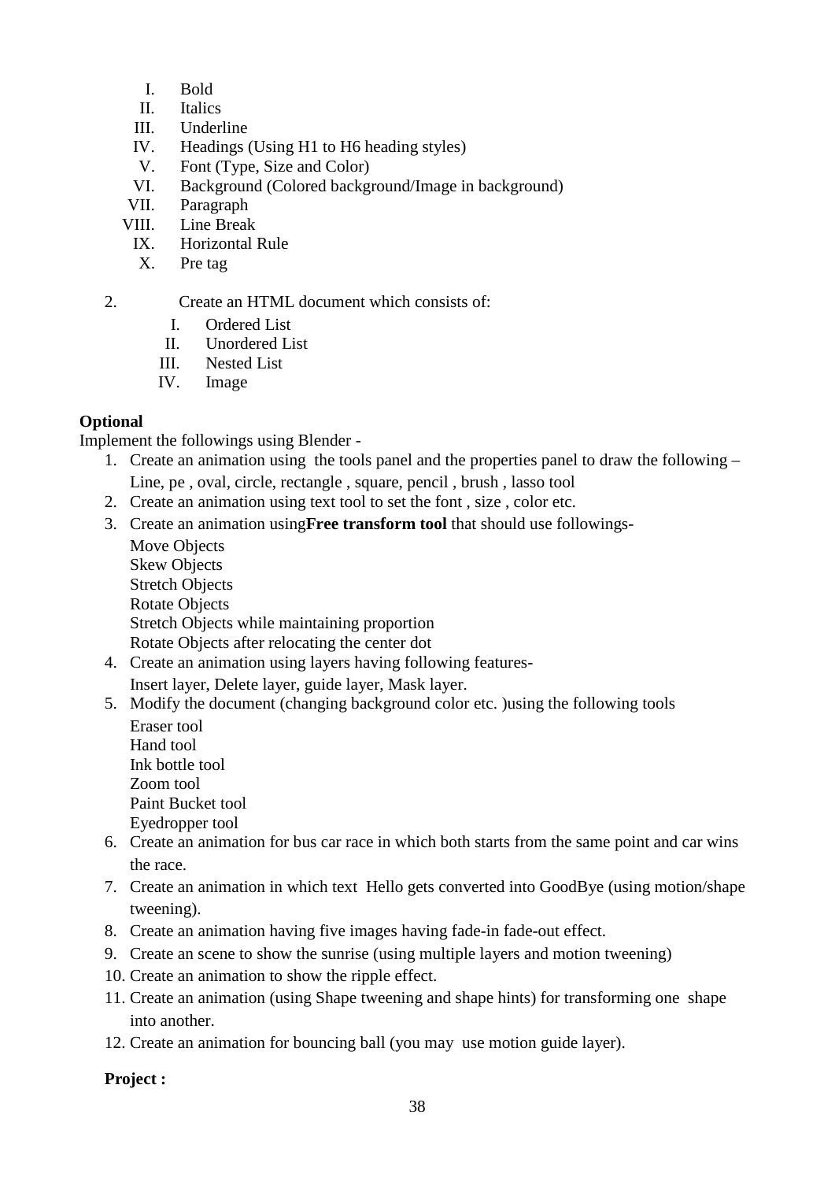I. Bold
II. Italics
III. Underline
IV. Headings (Using H1 to H6 heading styles)
V. Font (Type, Size and Color)
VI. Background (Colored background/Image in background)
VII. Paragraph
VIII. Line Break
IX. Horizontal Rule
X. Pre tag

2. Create an HTML document which consists of:
   I. Ordered List
   II. Unordered List
   III. Nested List
   IV. Image

**Optional**

Implement the followings using Blender -

1. Create an animation using the tools panel and the properties panel to draw the following – Line, pe , oval, circle, rectangle , square, pencil , brush , lasso tool
2. Create an animation using text tool to set the font , size , color etc.
3. Create an animation using**Free transform tool** that should use followings-
   Move Objects
   Skew Objects
   Stretch Objects
   Rotate Objects
   Stretch Objects while maintaining proportion
   Rotate Objects after relocating the center dot
4. Create an animation using layers having following features-
   Insert layer, Delete layer, guide layer, Mask layer.
5. Modify the document (changing background color etc. )using the following tools
   Eraser tool
   Hand tool
   Ink bottle tool
   Zoom tool
   Paint Bucket tool
   Eyedropper tool
6. Create an animation for bus car race in which both starts from the same point and car wins the race.
7. Create an animation in which text Hello gets converted into GoodBye (using motion/shape tweening).
8. Create an animation having five images having fade-in fade-out effect.
9. Create an scene to show the sunrise (using multiple layers and motion tweening)
10. Create an animation to show the ripple effect.
11. Create an animation (using Shape tweening and shape hints) for transforming one shape into another.
12. Create an animation for bouncing ball (you may use motion guide layer).

**Project :**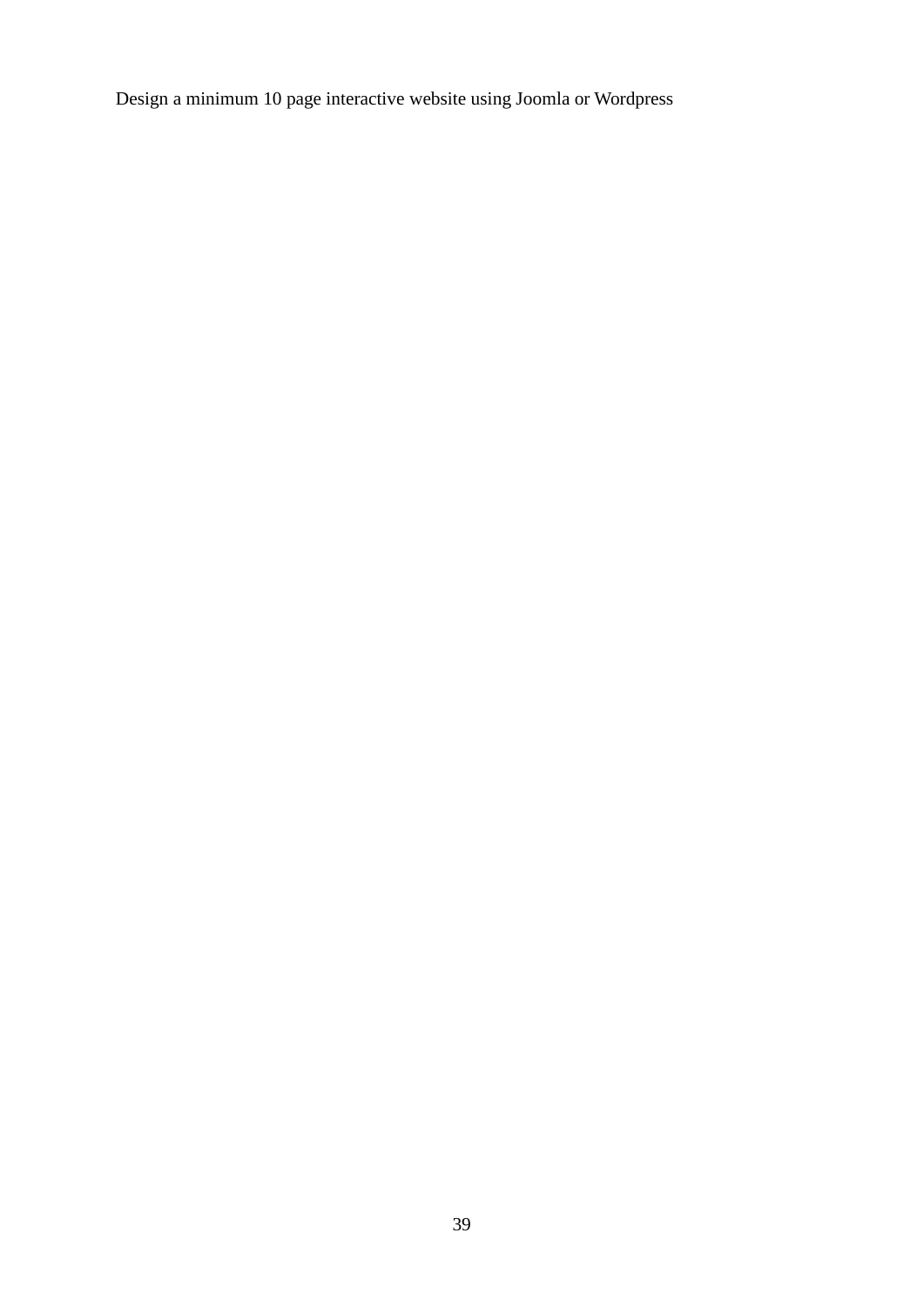Design a minimum 10 page interactive website using Joomla or Wordpress